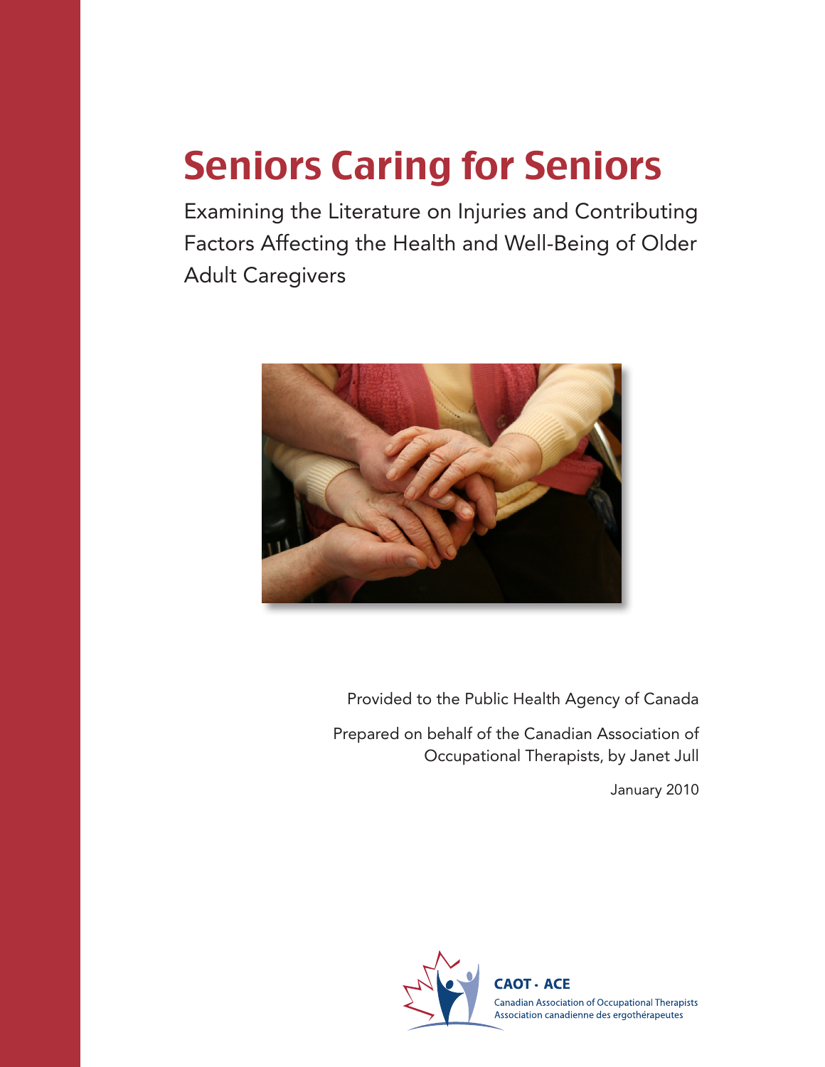# Seniors Caring for Seniors

Examining the Literature on Injuries and Contributing Factors Affecting the Health and Well-Being of Older Adult Caregivers

Provided to the Public Health Agency of Canada

Prepared on behalf of the Canadian Association of Occupational Therapists, by Janet Jull

January 2010

CAOT · ACE

Canadian Association of Occupational Therapists
Association canadienne des ergothérapeutes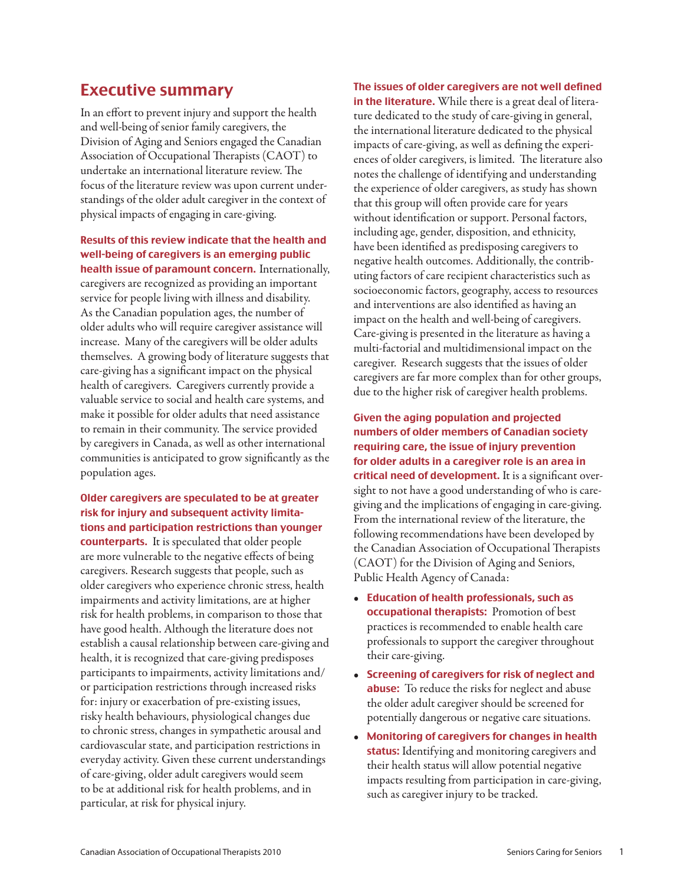## Executive summary

In an effort to prevent injury and support the health and well-being of senior family caregivers, the Division of Aging and Seniors engaged the Canadian Association of Occupational Therapists (CAOT) to undertake an international literature review. The focus of the literature review was upon current understandings of the older adult caregiver in the context of physical impacts of engaging in care-giving.

**Results of this review indicate that the health and well-being of caregivers is an emerging public health issue of paramount concern.** Internationally, caregivers are recognized as providing an important service for people living with illness and disability. As the Canadian population ages, the number of older adults who will require caregiver assistance will increase. Many of the caregivers will be older adults themselves. A growing body of literature suggests that care-giving has a significant impact on the physical health of caregivers. Caregivers currently provide a valuable service to social and health care systems, and make it possible for older adults that need assistance to remain in their community. The service provided by caregivers in Canada, as well as other international communities is anticipated to grow significantly as the population ages.

**Older caregivers are speculated to be at greater risk for injury and subsequent activity limitations and participation restrictions than younger counterparts.** It is speculated that older people are more vulnerable to the negative effects of being caregivers. Research suggests that people, such as older caregivers who experience chronic stress, health impairments and activity limitations, are at higher risk for health problems, in comparison to those that have good health. Although the literature does not establish a causal relationship between care-giving and health, it is recognized that care-giving predisposes participants to impairments, activity limitations and/or participation restrictions through increased risks for: injury or exacerbation of pre-existing issues, risky health behaviours, physiological changes due to chronic stress, changes in sympathetic arousal and cardiovascular state, and participation restrictions in everyday activity. Given these current understandings of care-giving, older adult caregivers would seem to be at additional risk for health problems, and in particular, at risk for physical injury.

**The issues of older caregivers are not well defined in the literature.** While there is a great deal of literature dedicated to the study of care-giving in general, the international literature dedicated to the physical impacts of care-giving, as well as defining the experiences of older caregivers, is limited. The literature also notes the challenge of identifying and understanding the experience of older caregivers, as study has shown that this group will often provide care for years without identification or support. Personal factors, including age, gender, disposition, and ethnicity, have been identified as predisposing caregivers to negative health outcomes. Additionally, the contributing factors of care recipient characteristics such as socioeconomic factors, geography, access to resources and interventions are also identified as having an impact on the health and well-being of caregivers. Care-giving is presented in the literature as having a multi-factorial and multidimensional impact on the caregiver. Research suggests that the issues of older caregivers are far more complex than for other groups, due to the higher risk of caregiver health problems.

**Given the aging population and projected numbers of older members of Canadian society requiring care, the issue of injury prevention for older adults in a caregiver role is an area in critical need of development.** It is a significant oversight to not have a good understanding of who is care-giving and the implications of engaging in care-giving. From the international review of the literature, the following recommendations have been developed by the Canadian Association of Occupational Therapists (CAOT) for the Division of Aging and Seniors, Public Health Agency of Canada:

- **Education of health professionals, such as occupational therapists:** Promotion of best practices is recommended to enable health care professionals to support the caregiver throughout their care-giving.
- **Screening of caregivers for risk of neglect and abuse:** To reduce the risks for neglect and abuse the older adult caregiver should be screened for potentially dangerous or negative care situations.
- **Monitoring of caregivers for changes in health status:** Identifying and monitoring caregivers and their health status will allow potential negative impacts resulting from participation in care-giving, such as caregiver injury to be tracked.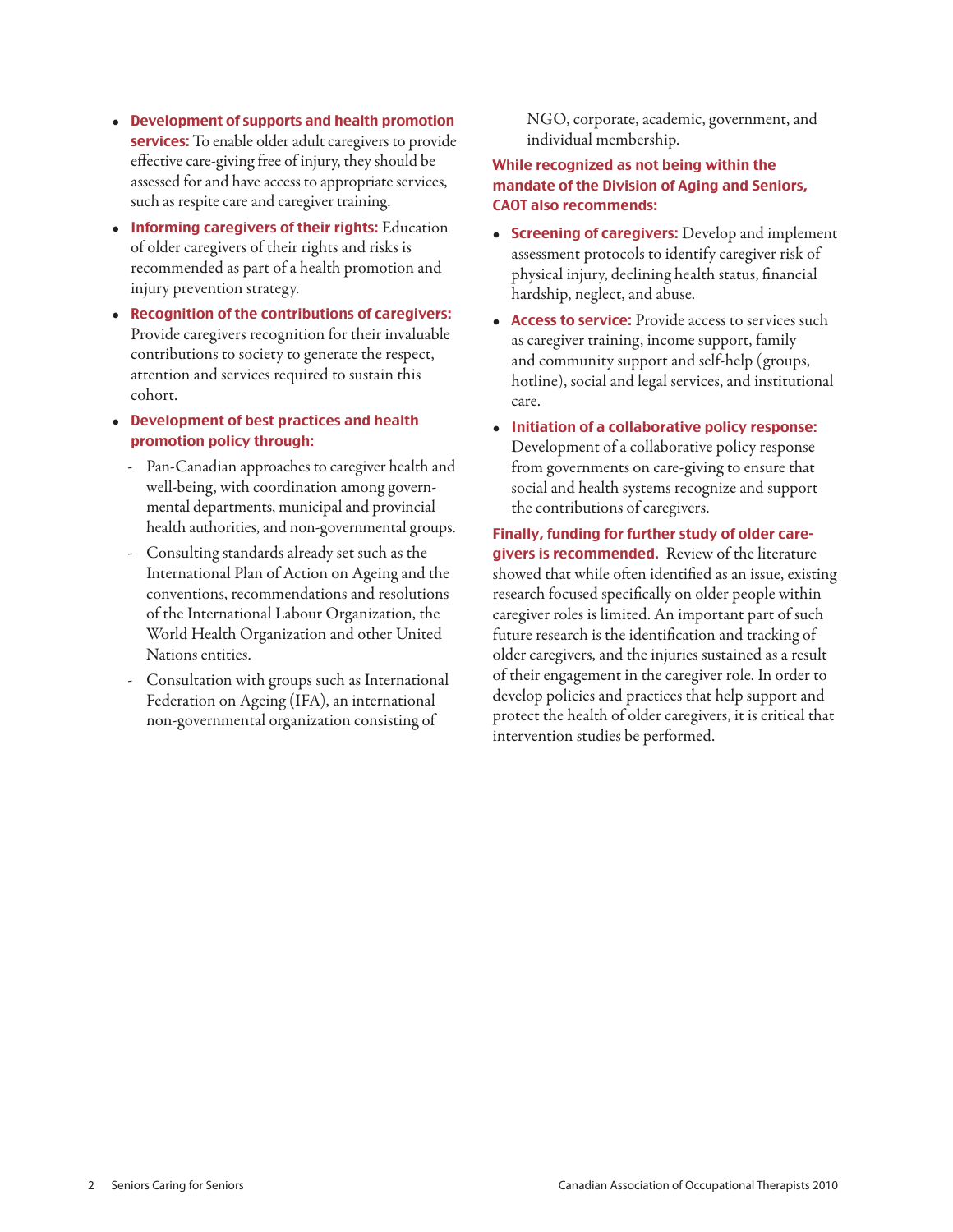- **Development of supports and health promotion services:** To enable older adult caregivers to provide effective care-giving free of injury, they should be assessed for and have access to appropriate services, such as respite care and caregiver training.
- **Informing caregivers of their rights:** Education of older caregivers of their rights and risks is recommended as part of a health promotion and injury prevention strategy.
- **Recognition of the contributions of caregivers:** Provide caregivers recognition for their invaluable contributions to society to generate the respect, attention and services required to sustain this cohort.
- **Development of best practices and health promotion policy through:**
  - Pan-Canadian approaches to caregiver health and well-being, with coordination among governmental departments, municipal and provincial health authorities, and non-governmental groups.
  - Consulting standards already set such as the International Plan of Action on Ageing and the conventions, recommendations and resolutions of the International Labour Organization, the World Health Organization and other United Nations entities.
  - Consultation with groups such as International Federation on Ageing (IFA), an international non-governmental organization consisting of NGO, corporate, academic, government, and individual membership.

**While recognized as not being within the mandate of the Division of Aging and Seniors, CAOT also recommends:**

- **Screening of caregivers:** Develop and implement assessment protocols to identify caregiver risk of physical injury, declining health status, financial hardship, neglect, and abuse.
- **Access to service:** Provide access to services such as caregiver training, income support, family and community support and self-help (groups, hotline), social and legal services, and institutional care.
- **Initiation of a collaborative policy response:** Development of a collaborative policy response from governments on care-giving to ensure that social and health systems recognize and support the contributions of caregivers.

**Finally, funding for further study of older caregivers is recommended.** Review of the literature showed that while often identified as an issue, existing research focused specifically on older people within caregiver roles is limited. An important part of such future research is the identification and tracking of older caregivers, and the injuries sustained as a result of their engagement in the caregiver role. In order to develop policies and practices that help support and protect the health of older caregivers, it is critical that intervention studies be performed.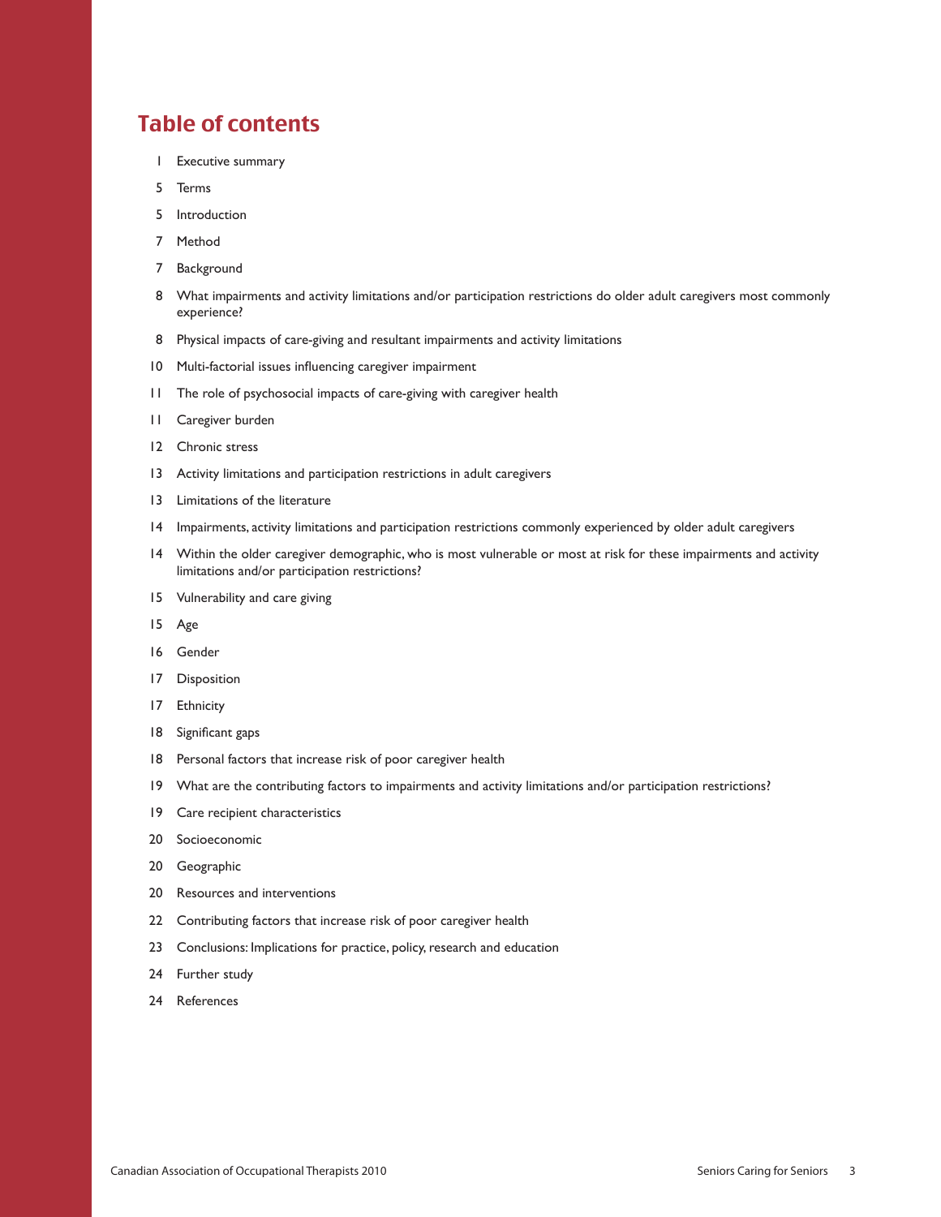# Table of contents

| | |
|---|---|
| 1 | Executive summary |
| 5 | Terms |
| 5 | Introduction |
| 7 | Method |
| 7 | Background |
| 8 | What impairments and activity limitations and/or participation restrictions do older adult caregivers most commonly experience? |
| 8 | Physical impacts of care-giving and resultant impairments and activity limitations |
| 10 | Multi-factorial issues influencing caregiver impairment |
| 11 | The role of psychosocial impacts of care-giving with caregiver health |
| 11 | Caregiver burden |
| 12 | Chronic stress |
| 13 | Activity limitations and participation restrictions in adult caregivers |
| 13 | Limitations of the literature |
| 14 | Impairments, activity limitations and participation restrictions commonly experienced by older adult caregivers |
| 14 | Within the older caregiver demographic, who is most vulnerable or most at risk for these impairments and activity limitations and/or participation restrictions? |
| 15 | Vulnerability and care giving |
| 15 | Age |
| 16 | Gender |
| 17 | Disposition |
| 17 | Ethnicity |
| 18 | Significant gaps |
| 18 | Personal factors that increase risk of poor caregiver health |
| 19 | What are the contributing factors to impairments and activity limitations and/or participation restrictions? |
| 19 | Care recipient characteristics |
| 20 | Socioeconomic |
| 20 | Geographic |
| 20 | Resources and interventions |
| 22 | Contributing factors that increase risk of poor caregiver health |
| 23 | Conclusions: Implications for practice, policy, research and education |
| 24 | Further study |
| 24 | References |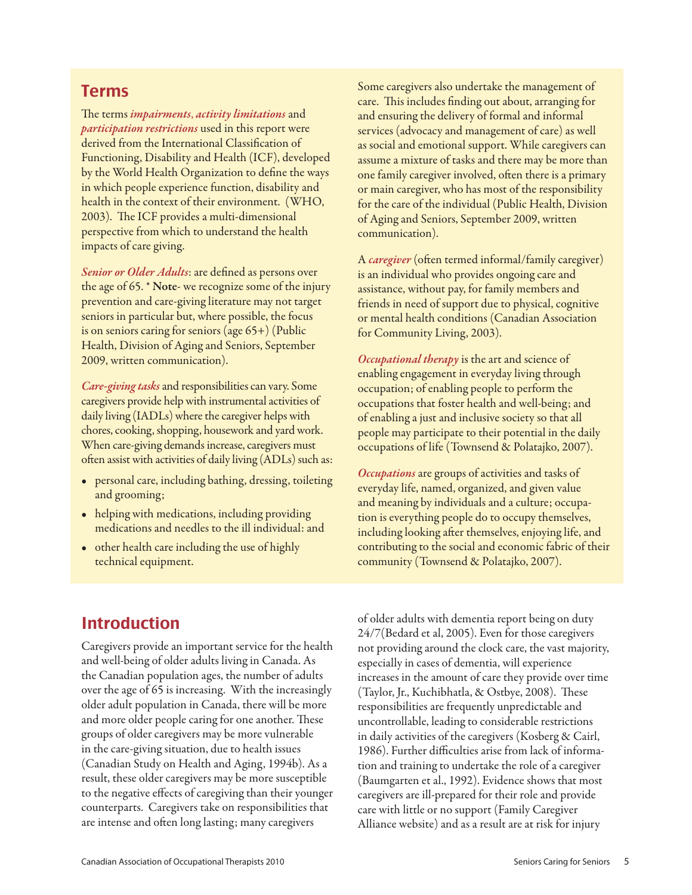## Terms

The terms ***impairments***, ***activity limitations*** and ***participation restrictions*** used in this report were derived from the International Classification of Functioning, Disability and Health (ICF), developed by the World Health Organization to define the ways in which people experience function, disability and health in the context of their environment. (WHO, 2003). The ICF provides a multi-dimensional perspective from which to understand the health impacts of care giving.

*Senior or Older Adults*: are defined as persons over the age of 65. * **Note**- we recognize some of the injury prevention and care-giving literature may not target seniors in particular but, where possible, the focus is on seniors caring for seniors (age 65+) (Public Health, Division of Aging and Seniors, September 2009, written communication).

*Care-giving tasks* and responsibilities can vary. Some caregivers provide help with instrumental activities of daily living (IADLs) where the caregiver helps with chores, cooking, shopping, housework and yard work. When care-giving demands increase, caregivers must often assist with activities of daily living (ADLs) such as:

- personal care, including bathing, dressing, toileting and grooming;
- helping with medications, including providing medications and needles to the ill individual: and
- other health care including the use of highly technical equipment.

Some caregivers also undertake the management of care. This includes finding out about, arranging for and ensuring the delivery of formal and informal services (advocacy and management of care) as well as social and emotional support. While caregivers can assume a mixture of tasks and there may be more than one family caregiver involved, often there is a primary or main caregiver, who has most of the responsibility for the care of the individual (Public Health, Division of Aging and Seniors, September 2009, written communication).

A *caregiver* (often termed informal/family caregiver) is an individual who provides ongoing care and assistance, without pay, for family members and friends in need of support due to physical, cognitive or mental health conditions (Canadian Association for Community Living, 2003).

*Occupational therapy* is the art and science of enabling engagement in everyday living through occupation; of enabling people to perform the occupations that foster health and well-being; and of enabling a just and inclusive society so that all people may participate to their potential in the daily occupations of life (Townsend & Polatajko, 2007).

*Occupations* are groups of activities and tasks of everyday life, named, organized, and given value and meaning by individuals and a culture; occupation is everything people do to occupy themselves, including looking after themselves, enjoying life, and contributing to the social and economic fabric of their community (Townsend & Polatajko, 2007).

## Introduction

Caregivers provide an important service for the health and well-being of older adults living in Canada. As the Canadian population ages, the number of adults over the age of 65 is increasing. With the increasingly older adult population in Canada, there will be more and more older people caring for one another. These groups of older caregivers may be more vulnerable in the care-giving situation, due to health issues (Canadian Study on Health and Aging, 1994b). As a result, these older caregivers may be more susceptible to the negative effects of caregiving than their younger counterparts. Caregivers take on responsibilities that are intense and often long lasting; many caregivers of older adults with dementia report being on duty 24/7(Bedard et al, 2005). Even for those caregivers not providing around the clock care, the vast majority, especially in cases of dementia, will experience increases in the amount of care they provide over time (Taylor, Jr., Kuchibhatla, & Ostbye, 2008). These responsibilities are frequently unpredictable and uncontrollable, leading to considerable restrictions in daily activities of the caregivers (Kosberg & Cairl, 1986). Further difficulties arise from lack of information and training to undertake the role of a caregiver (Baumgarten et al., 1992). Evidence shows that most caregivers are ill-prepared for their role and provide care with little or no support (Family Caregiver Alliance website) and as a result are at risk for injury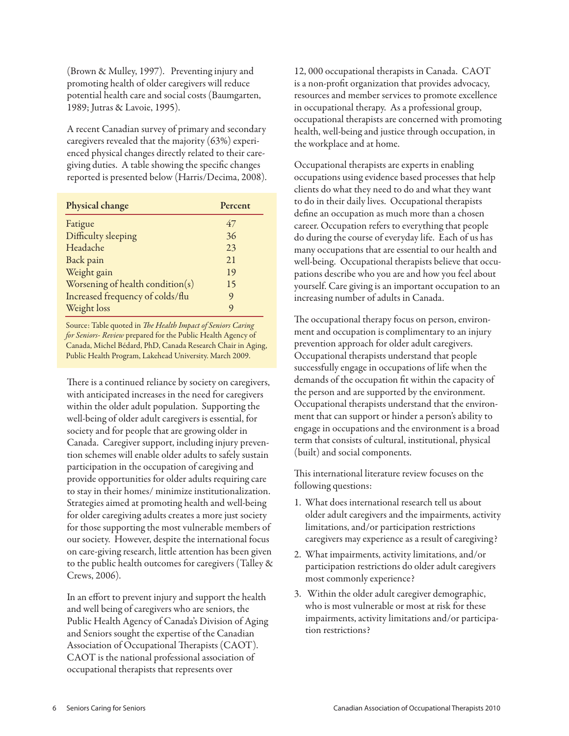(Brown & Mulley, 1997). Preventing injury and promoting health of older caregivers will reduce potential health care and social costs (Baumgarten, 1989; Jutras & Lavoie, 1995).

A recent Canadian survey of primary and secondary caregivers revealed that the majority (63%) experienced physical changes directly related to their caregiving duties. A table showing the specific changes reported is presented below (Harris/Decima, 2008).

| Physical change | Percent |
|---|---|
| Fatigue | 47 |
| Difficulty sleeping | 36 |
| Headache | 23 |
| Back pain | 21 |
| Weight gain | 19 |
| Worsening of health condition(s) | 15 |
| Increased frequency of colds/flu | 9 |
| Weight loss | 9 |

Source: Table quoted in *The Health Impact of Seniors Caring for Seniors- Review* prepared for the Public Health Agency of Canada, Michel Bédard, PhD, Canada Research Chair in Aging, Public Health Program, Lakehead University. March 2009.

There is a continued reliance by society on caregivers, with anticipated increases in the need for caregivers within the older adult population. Supporting the well-being of older adult caregivers is essential, for society and for people that are growing older in Canada. Caregiver support, including injury prevention schemes will enable older adults to safely sustain participation in the occupation of caregiving and provide opportunities for older adults requiring care to stay in their homes/ minimize institutionalization. Strategies aimed at promoting health and well-being for older caregiving adults creates a more just society for those supporting the most vulnerable members of our society. However, despite the international focus on care-giving research, little attention has been given to the public health outcomes for caregivers (Talley & Crews, 2006).

In an effort to prevent injury and support the health and well being of caregivers who are seniors, the Public Health Agency of Canada's Division of Aging and Seniors sought the expertise of the Canadian Association of Occupational Therapists (CAOT). CAOT is the national professional association of occupational therapists that represents over 12, 000 occupational therapists in Canada. CAOT is a non-profit organization that provides advocacy, resources and member services to promote excellence in occupational therapy. As a professional group, occupational therapists are concerned with promoting health, well-being and justice through occupation, in the workplace and at home.

Occupational therapists are experts in enabling occupations using evidence based processes that help clients do what they need to do and what they want to do in their daily lives. Occupational therapists define an occupation as much more than a chosen career. Occupation refers to everything that people do during the course of everyday life. Each of us has many occupations that are essential to our health and well-being. Occupational therapists believe that occupations describe who you are and how you feel about yourself. Care giving is an important occupation to an increasing number of adults in Canada.

The occupational therapy focus on person, environment and occupation is complimentary to an injury prevention approach for older adult caregivers. Occupational therapists understand that people successfully engage in occupations of life when the demands of the occupation fit within the capacity of the person and are supported by the environment. Occupational therapists understand that the environment that can support or hinder a person's ability to engage in occupations and the environment is a broad term that consists of cultural, institutional, physical (built) and social components.

This international literature review focuses on the following questions:

1. What does international research tell us about older adult caregivers and the impairments, activity limitations, and/or participation restrictions caregivers may experience as a result of caregiving?
2. What impairments, activity limitations, and/or participation restrictions do older adult caregivers most commonly experience?
3. Within the older adult caregiver demographic, who is most vulnerable or most at risk for these impairments, activity limitations and/or participation restrictions?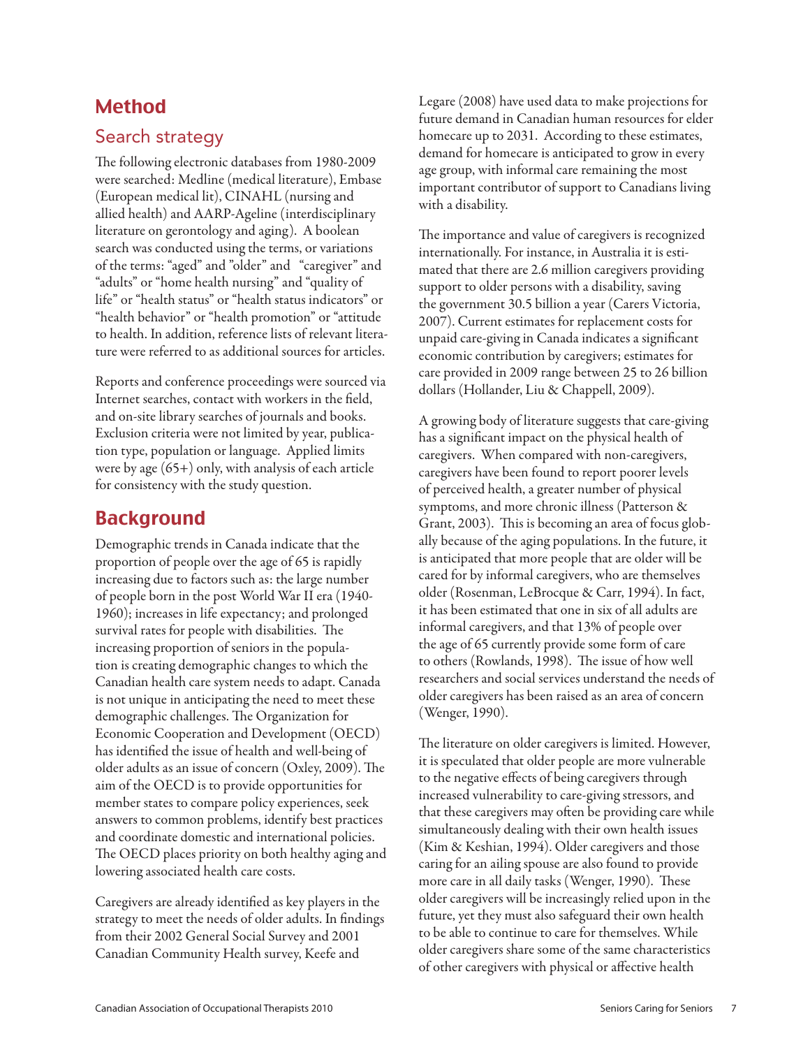# Method

## Search strategy

The following electronic databases from 1980-2009 were searched: Medline (medical literature), Embase (European medical lit), CINAHL (nursing and allied health) and AARP-Ageline (interdisciplinary literature on gerontology and aging). A boolean search was conducted using the terms, or variations of the terms: "aged" and "older" and "caregiver" and "adults" or "home health nursing" and "quality of life" or "health status" or "health status indicators" or "health behavior" or "health promotion" or "attitude to health. In addition, reference lists of relevant literature were referred to as additional sources for articles.

Reports and conference proceedings were sourced via Internet searches, contact with workers in the field, and on-site library searches of journals and books. Exclusion criteria were not limited by year, publication type, population or language. Applied limits were by age (65+) only, with analysis of each article for consistency with the study question.

# Background

Demographic trends in Canada indicate that the proportion of people over the age of 65 is rapidly increasing due to factors such as: the large number of people born in the post World War II era (1940-1960); increases in life expectancy; and prolonged survival rates for people with disabilities. The increasing proportion of seniors in the population is creating demographic changes to which the Canadian health care system needs to adapt. Canada is not unique in anticipating the need to meet these demographic challenges. The Organization for Economic Cooperation and Development (OECD) has identified the issue of health and well-being of older adults as an issue of concern (Oxley, 2009). The aim of the OECD is to provide opportunities for member states to compare policy experiences, seek answers to common problems, identify best practices and coordinate domestic and international policies. The OECD places priority on both healthy aging and lowering associated health care costs.

Caregivers are already identified as key players in the strategy to meet the needs of older adults. In findings from their 2002 General Social Survey and 2001 Canadian Community Health survey, Keefe and Legare (2008) have used data to make projections for future demand in Canadian human resources for elder homecare up to 2031. According to these estimates, demand for homecare is anticipated to grow in every age group, with informal care remaining the most important contributor of support to Canadians living with a disability.

The importance and value of caregivers is recognized internationally. For instance, in Australia it is estimated that there are 2.6 million caregivers providing support to older persons with a disability, saving the government 30.5 billion a year (Carers Victoria, 2007). Current estimates for replacement costs for unpaid care-giving in Canada indicates a significant economic contribution by caregivers; estimates for care provided in 2009 range between 25 to 26 billion dollars (Hollander, Liu & Chappell, 2009).

A growing body of literature suggests that care-giving has a significant impact on the physical health of caregivers. When compared with non-caregivers, caregivers have been found to report poorer levels of perceived health, a greater number of physical symptoms, and more chronic illness (Patterson & Grant, 2003). This is becoming an area of focus globally because of the aging populations. In the future, it is anticipated that more people that are older will be cared for by informal caregivers, who are themselves older (Rosenman, LeBrocque & Carr, 1994). In fact, it has been estimated that one in six of all adults are informal caregivers, and that 13% of people over the age of 65 currently provide some form of care to others (Rowlands, 1998). The issue of how well researchers and social services understand the needs of older caregivers has been raised as an area of concern (Wenger, 1990).

The literature on older caregivers is limited. However, it is speculated that older people are more vulnerable to the negative effects of being caregivers through increased vulnerability to care-giving stressors, and that these caregivers may often be providing care while simultaneously dealing with their own health issues (Kim & Keshian, 1994). Older caregivers and those caring for an ailing spouse are also found to provide more care in all daily tasks (Wenger, 1990). These older caregivers will be increasingly relied upon in the future, yet they must also safeguard their own health to be able to continue to care for themselves. While older caregivers share some of the same characteristics of other caregivers with physical or affective health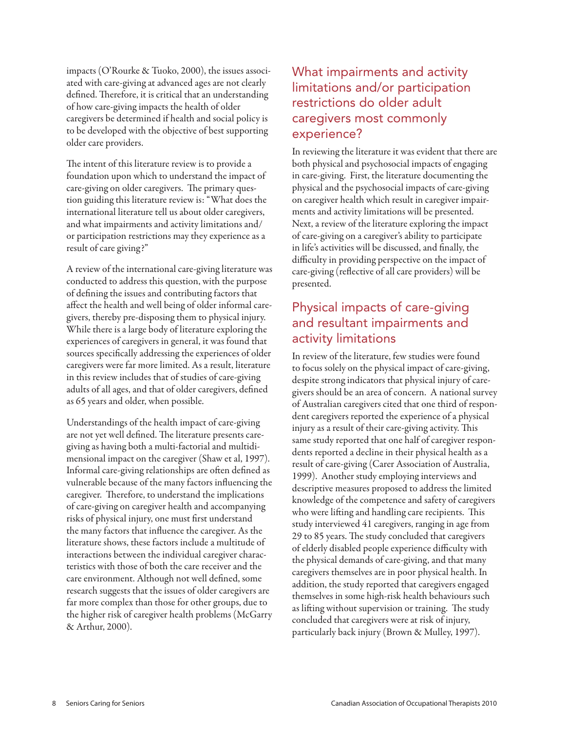impacts (O'Rourke & Tuoko, 2000), the issues associated with care-giving at advanced ages are not clearly defined. Therefore, it is critical that an understanding of how care-giving impacts the health of older caregivers be determined if health and social policy is to be developed with the objective of best supporting older care providers.

The intent of this literature review is to provide a foundation upon which to understand the impact of care-giving on older caregivers. The primary question guiding this literature review is: "What does the international literature tell us about older caregivers, and what impairments and activity limitations and/or participation restrictions may they experience as a result of care giving?"

A review of the international care-giving literature was conducted to address this question, with the purpose of defining the issues and contributing factors that affect the health and well being of older informal caregivers, thereby pre-disposing them to physical injury. While there is a large body of literature exploring the experiences of caregivers in general, it was found that sources specifically addressing the experiences of older caregivers were far more limited. As a result, literature in this review includes that of studies of care-giving adults of all ages, and that of older caregivers, defined as 65 years and older, when possible.

Understandings of the health impact of care-giving are not yet well defined. The literature presents care-giving as having both a multi-factorial and multidimensional impact on the caregiver (Shaw et al, 1997). Informal care-giving relationships are often defined as vulnerable because of the many factors influencing the caregiver. Therefore, to understand the implications of care-giving on caregiver health and accompanying risks of physical injury, one must first understand the many factors that influence the caregiver. As the literature shows, these factors include a multitude of interactions between the individual caregiver characteristics with those of both the care receiver and the care environment. Although not well defined, some research suggests that the issues of older caregivers are far more complex than those for other groups, due to the higher risk of caregiver health problems (McGarry & Arthur, 2000).

## What impairments and activity limitations and/or participation restrictions do older adult caregivers most commonly experience?

In reviewing the literature it was evident that there are both physical and psychosocial impacts of engaging in care-giving. First, the literature documenting the physical and the psychosocial impacts of care-giving on caregiver health which result in caregiver impairments and activity limitations will be presented. Next, a review of the literature exploring the impact of care-giving on a caregiver's ability to participate in life's activities will be discussed, and finally, the difficulty in providing perspective on the impact of care-giving (reflective of all care providers) will be presented.

## Physical impacts of care-giving and resultant impairments and activity limitations

In review of the literature, few studies were found to focus solely on the physical impact of care-giving, despite strong indicators that physical injury of caregivers should be an area of concern. A national survey of Australian caregivers cited that one third of respondent caregivers reported the experience of a physical injury as a result of their care-giving activity. This same study reported that one half of caregiver respondents reported a decline in their physical health as a result of care-giving (Carer Association of Australia, 1999). Another study employing interviews and descriptive measures proposed to address the limited knowledge of the competence and safety of caregivers who were lifting and handling care recipients. This study interviewed 41 caregivers, ranging in age from 29 to 85 years. The study concluded that caregivers of elderly disabled people experience difficulty with the physical demands of care-giving, and that many caregivers themselves are in poor physical health. In addition, the study reported that caregivers engaged themselves in some high-risk health behaviours such as lifting without supervision or training. The study concluded that caregivers were at risk of injury, particularly back injury (Brown & Mulley, 1997).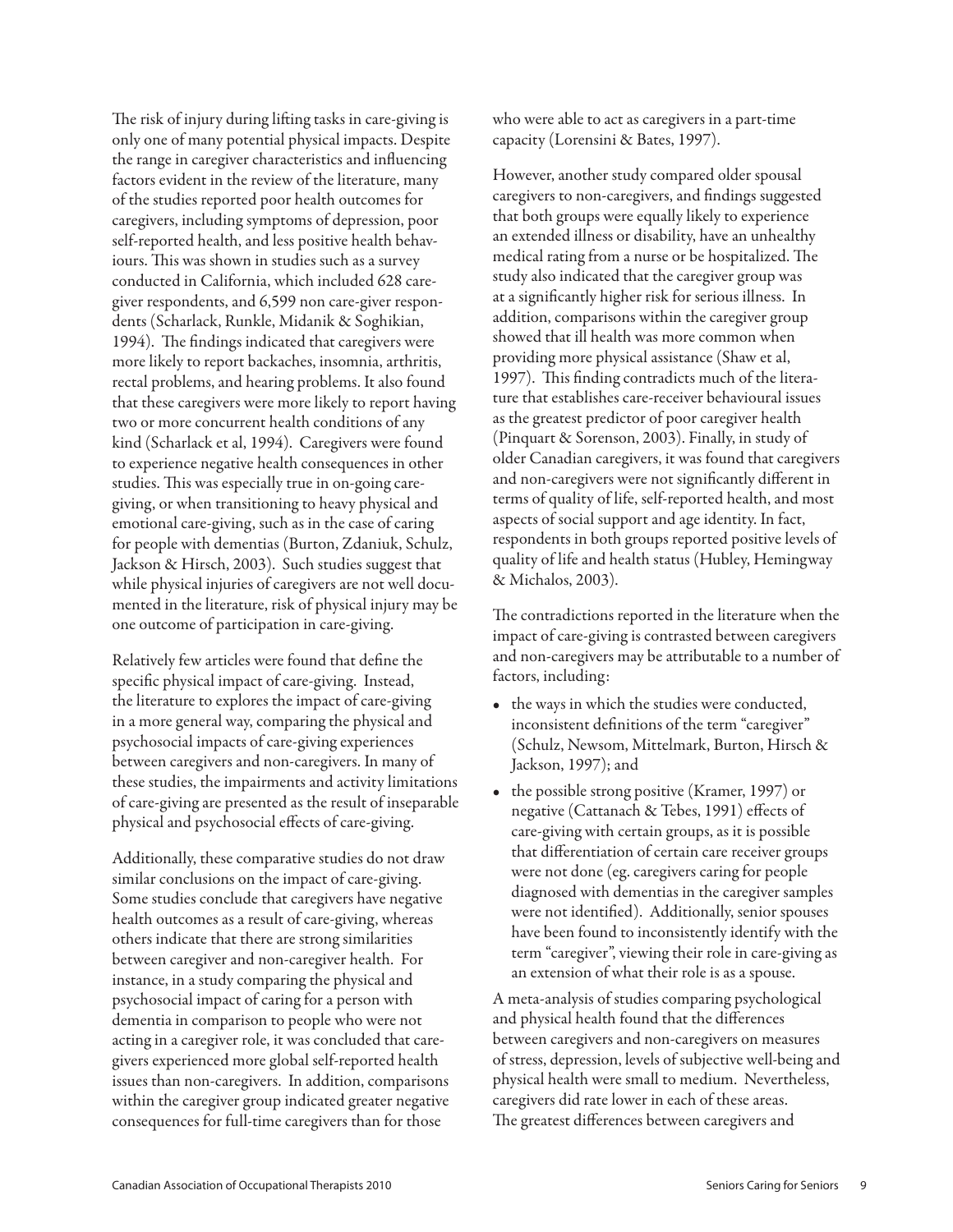The risk of injury during lifting tasks in care-giving is only one of many potential physical impacts. Despite the range in caregiver characteristics and influencing factors evident in the review of the literature, many of the studies reported poor health outcomes for caregivers, including symptoms of depression, poor self-reported health, and less positive health behaviours. This was shown in studies such as a survey conducted in California, which included 628 caregiver respondents, and 6,599 non care-giver respondents (Scharlack, Runkle, Midanik & Soghikian, 1994). The findings indicated that caregivers were more likely to report backaches, insomnia, arthritis, rectal problems, and hearing problems. It also found that these caregivers were more likely to report having two or more concurrent health conditions of any kind (Scharlack et al, 1994). Caregivers were found to experience negative health consequences in other studies. This was especially true in on-going care-giving, or when transitioning to heavy physical and emotional care-giving, such as in the case of caring for people with dementias (Burton, Zdaniuk, Schulz, Jackson & Hirsch, 2003). Such studies suggest that while physical injuries of caregivers are not well documented in the literature, risk of physical injury may be one outcome of participation in care-giving.

Relatively few articles were found that define the specific physical impact of care-giving. Instead, the literature to explores the impact of care-giving in a more general way, comparing the physical and psychosocial impacts of care-giving experiences between caregivers and non-caregivers. In many of these studies, the impairments and activity limitations of care-giving are presented as the result of inseparable physical and psychosocial effects of care-giving.

Additionally, these comparative studies do not draw similar conclusions on the impact of care-giving. Some studies conclude that caregivers have negative health outcomes as a result of care-giving, whereas others indicate that there are strong similarities between caregiver and non-caregiver health. For instance, in a study comparing the physical and psychosocial impact of caring for a person with dementia in comparison to people who were not acting in a caregiver role, it was concluded that caregivers experienced more global self-reported health issues than non-caregivers. In addition, comparisons within the caregiver group indicated greater negative consequences for full-time caregivers than for those who were able to act as caregivers in a part-time capacity (Lorensini & Bates, 1997).

However, another study compared older spousal caregivers to non-caregivers, and findings suggested that both groups were equally likely to experience an extended illness or disability, have an unhealthy medical rating from a nurse or be hospitalized. The study also indicated that the caregiver group was at a significantly higher risk for serious illness. In addition, comparisons within the caregiver group showed that ill health was more common when providing more physical assistance (Shaw et al, 1997). This finding contradicts much of the literature that establishes care-receiver behavioural issues as the greatest predictor of poor caregiver health (Pinquart & Sorenson, 2003). Finally, in study of older Canadian caregivers, it was found that caregivers and non-caregivers were not significantly different in terms of quality of life, self-reported health, and most aspects of social support and age identity. In fact, respondents in both groups reported positive levels of quality of life and health status (Hubley, Hemingway & Michalos, 2003).

The contradictions reported in the literature when the impact of care-giving is contrasted between caregivers and non-caregivers may be attributable to a number of factors, including:

- the ways in which the studies were conducted, inconsistent definitions of the term "caregiver" (Schulz, Newsom, Mittelmark, Burton, Hirsch & Jackson, 1997); and
- the possible strong positive (Kramer, 1997) or negative (Cattanach & Tebes, 1991) effects of care-giving with certain groups, as it is possible that differentiation of certain care receiver groups were not done (eg. caregivers caring for people diagnosed with dementias in the caregiver samples were not identified). Additionally, senior spouses have been found to inconsistently identify with the term "caregiver", viewing their role in care-giving as an extension of what their role is as a spouse.

A meta-analysis of studies comparing psychological and physical health found that the differences between caregivers and non-caregivers on measures of stress, depression, levels of subjective well-being and physical health were small to medium. Nevertheless, caregivers did rate lower in each of these areas. The greatest differences between caregivers and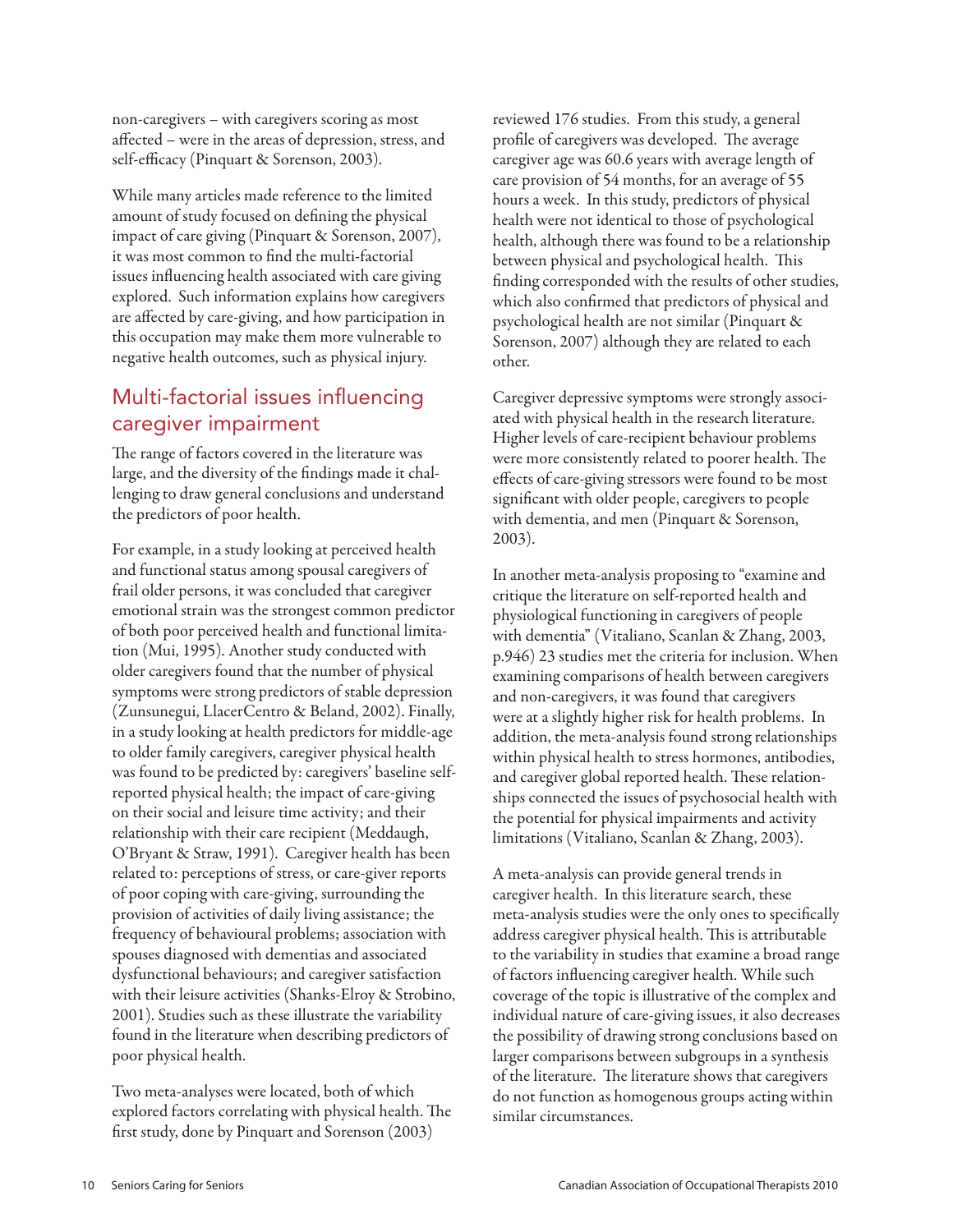non-caregivers – with caregivers scoring as most affected – were in the areas of depression, stress, and self-efficacy (Pinquart & Sorenson, 2003).

While many articles made reference to the limited amount of study focused on defining the physical impact of care giving (Pinquart & Sorenson, 2007), it was most common to find the multi-factorial issues influencing health associated with care giving explored. Such information explains how caregivers are affected by care-giving, and how participation in this occupation may make them more vulnerable to negative health outcomes, such as physical injury.

## Multi-factorial issues influencing caregiver impairment

The range of factors covered in the literature was large, and the diversity of the findings made it challenging to draw general conclusions and understand the predictors of poor health.

For example, in a study looking at perceived health and functional status among spousal caregivers of frail older persons, it was concluded that caregiver emotional strain was the strongest common predictor of both poor perceived health and functional limitation (Mui, 1995). Another study conducted with older caregivers found that the number of physical symptoms were strong predictors of stable depression (Zunsunegui, LlacerCentro & Beland, 2002). Finally, in a study looking at health predictors for middle-age to older family caregivers, caregiver physical health was found to be predicted by: caregivers' baseline self-reported physical health; the impact of care-giving on their social and leisure time activity; and their relationship with their care recipient (Meddaugh, O'Bryant & Straw, 1991). Caregiver health has been related to: perceptions of stress, or care-giver reports of poor coping with care-giving, surrounding the provision of activities of daily living assistance; the frequency of behavioural problems; association with spouses diagnosed with dementias and associated dysfunctional behaviours; and caregiver satisfaction with their leisure activities (Shanks-Elroy & Strobino, 2001). Studies such as these illustrate the variability found in the literature when describing predictors of poor physical health.

Two meta-analyses were located, both of which explored factors correlating with physical health. The first study, done by Pinquart and Sorenson (2003) reviewed 176 studies. From this study, a general profile of caregivers was developed. The average caregiver age was 60.6 years with average length of care provision of 54 months, for an average of 55 hours a week. In this study, predictors of physical health were not identical to those of psychological health, although there was found to be a relationship between physical and psychological health. This finding corresponded with the results of other studies, which also confirmed that predictors of physical and psychological health are not similar (Pinquart & Sorenson, 2007) although they are related to each other.

Caregiver depressive symptoms were strongly associated with physical health in the research literature. Higher levels of care-recipient behaviour problems were more consistently related to poorer health. The effects of care-giving stressors were found to be most significant with older people, caregivers to people with dementia, and men (Pinquart & Sorenson, 2003).

In another meta-analysis proposing to "examine and critique the literature on self-reported health and physiological functioning in caregivers of people with dementia" (Vitaliano, Scanlan & Zhang, 2003, p.946) 23 studies met the criteria for inclusion. When examining comparisons of health between caregivers and non-caregivers, it was found that caregivers were at a slightly higher risk for health problems. In addition, the meta-analysis found strong relationships within physical health to stress hormones, antibodies, and caregiver global reported health. These relationships connected the issues of psychosocial health with the potential for physical impairments and activity limitations (Vitaliano, Scanlan & Zhang, 2003).

A meta-analysis can provide general trends in caregiver health. In this literature search, these meta-analysis studies were the only ones to specifically address caregiver physical health. This is attributable to the variability in studies that examine a broad range of factors influencing caregiver health. While such coverage of the topic is illustrative of the complex and individual nature of care-giving issues, it also decreases the possibility of drawing strong conclusions based on larger comparisons between subgroups in a synthesis of the literature. The literature shows that caregivers do not function as homogenous groups acting within similar circumstances.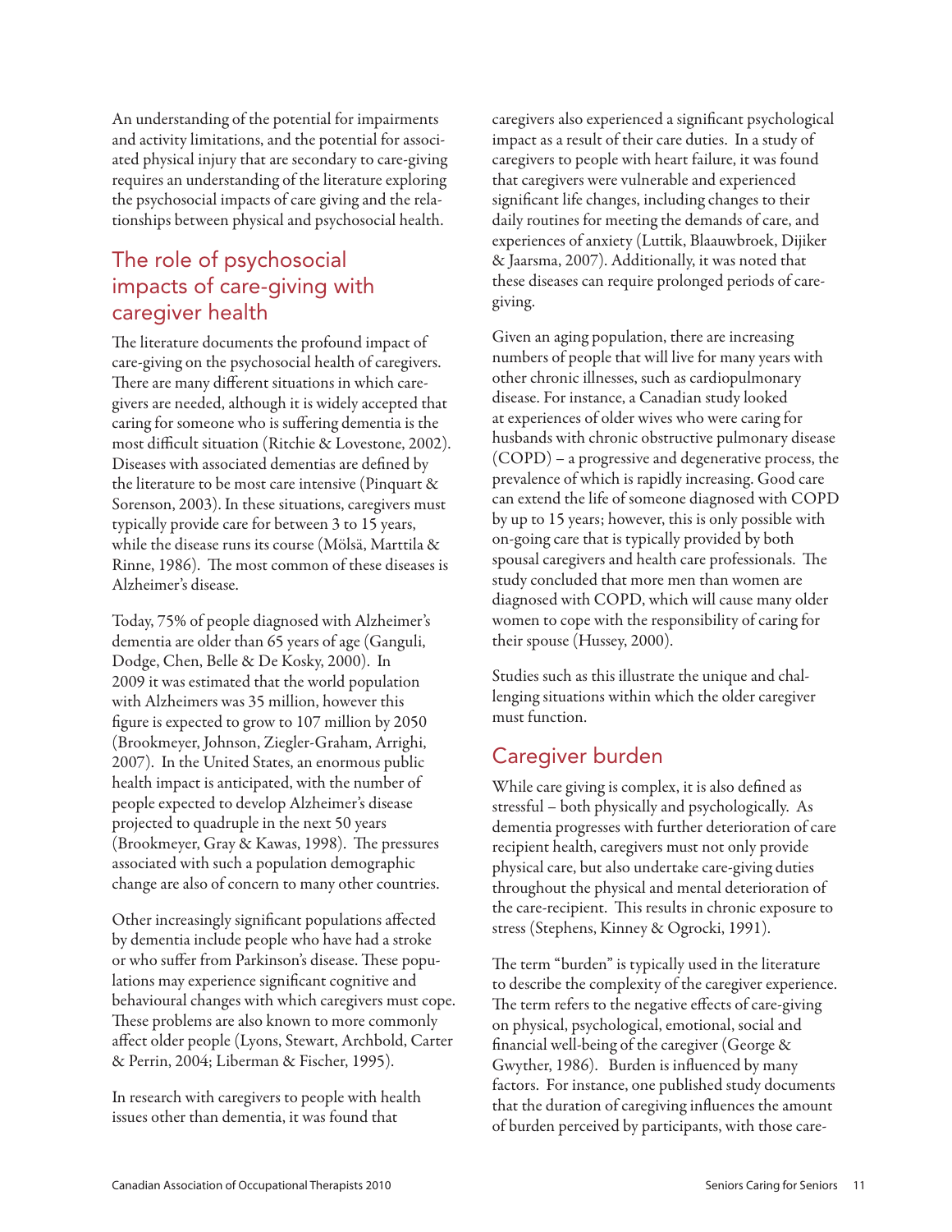An understanding of the potential for impairments and activity limitations, and the potential for associated physical injury that are secondary to care-giving requires an understanding of the literature exploring the psychosocial impacts of care giving and the relationships between physical and psychosocial health.

## The role of psychosocial impacts of care-giving with caregiver health

The literature documents the profound impact of care-giving on the psychosocial health of caregivers. There are many different situations in which caregivers are needed, although it is widely accepted that caring for someone who is suffering dementia is the most difficult situation (Ritchie & Lovestone, 2002). Diseases with associated dementias are defined by the literature to be most care intensive (Pinquart & Sorenson, 2003). In these situations, caregivers must typically provide care for between 3 to 15 years, while the disease runs its course (Mölsä, Marttila & Rinne, 1986). The most common of these diseases is Alzheimer's disease.

Today, 75% of people diagnosed with Alzheimer's dementia are older than 65 years of age (Ganguli, Dodge, Chen, Belle & De Kosky, 2000). In 2009 it was estimated that the world population with Alzheimers was 35 million, however this figure is expected to grow to 107 million by 2050 (Brookmeyer, Johnson, Ziegler-Graham, Arrighi, 2007). In the United States, an enormous public health impact is anticipated, with the number of people expected to develop Alzheimer's disease projected to quadruple in the next 50 years (Brookmeyer, Gray & Kawas, 1998). The pressures associated with such a population demographic change are also of concern to many other countries.

Other increasingly significant populations affected by dementia include people who have had a stroke or who suffer from Parkinson's disease. These populations may experience significant cognitive and behavioural changes with which caregivers must cope. These problems are also known to more commonly affect older people (Lyons, Stewart, Archbold, Carter & Perrin, 2004; Liberman & Fischer, 1995).

In research with caregivers to people with health issues other than dementia, it was found that caregivers also experienced a significant psychological impact as a result of their care duties. In a study of caregivers to people with heart failure, it was found that caregivers were vulnerable and experienced significant life changes, including changes to their daily routines for meeting the demands of care, and experiences of anxiety (Luttik, Blaauwbroek, Dijiker & Jaarsma, 2007). Additionally, it was noted that these diseases can require prolonged periods of care-giving.

Given an aging population, there are increasing numbers of people that will live for many years with other chronic illnesses, such as cardiopulmonary disease. For instance, a Canadian study looked at experiences of older wives who were caring for husbands with chronic obstructive pulmonary disease (COPD) – a progressive and degenerative process, the prevalence of which is rapidly increasing. Good care can extend the life of someone diagnosed with COPD by up to 15 years; however, this is only possible with on-going care that is typically provided by both spousal caregivers and health care professionals. The study concluded that more men than women are diagnosed with COPD, which will cause many older women to cope with the responsibility of caring for their spouse (Hussey, 2000).

Studies such as this illustrate the unique and challenging situations within which the older caregiver must function.

## Caregiver burden

While care giving is complex, it is also defined as stressful – both physically and psychologically. As dementia progresses with further deterioration of care recipient health, caregivers must not only provide physical care, but also undertake care-giving duties throughout the physical and mental deterioration of the care-recipient. This results in chronic exposure to stress (Stephens, Kinney & Ogrocki, 1991).

The term "burden" is typically used in the literature to describe the complexity of the caregiver experience. The term refers to the negative effects of care-giving on physical, psychological, emotional, social and financial well-being of the caregiver (George & Gwyther, 1986). Burden is influenced by many factors. For instance, one published study documents that the duration of caregiving influences the amount of burden perceived by participants, with those care-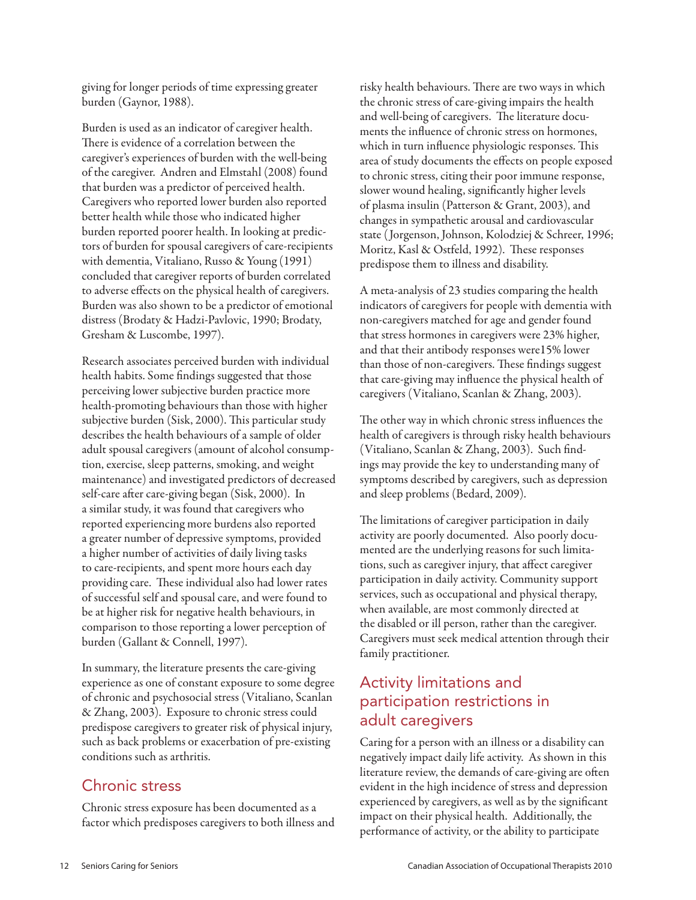giving for longer periods of time expressing greater burden (Gaynor, 1988).

Burden is used as an indicator of caregiver health. There is evidence of a correlation between the caregiver's experiences of burden with the well-being of the caregiver. Andren and Elmstahl (2008) found that burden was a predictor of perceived health. Caregivers who reported lower burden also reported better health while those who indicated higher burden reported poorer health. In looking at predictors of burden for spousal caregivers of care-recipients with dementia, Vitaliano, Russo & Young (1991) concluded that caregiver reports of burden correlated to adverse effects on the physical health of caregivers. Burden was also shown to be a predictor of emotional distress (Brodaty & Hadzi-Pavlovic, 1990; Brodaty, Gresham & Luscombe, 1997).

Research associates perceived burden with individual health habits. Some findings suggested that those perceiving lower subjective burden practice more health-promoting behaviours than those with higher subjective burden (Sisk, 2000). This particular study describes the health behaviours of a sample of older adult spousal caregivers (amount of alcohol consumption, exercise, sleep patterns, smoking, and weight maintenance) and investigated predictors of decreased self-care after care-giving began (Sisk, 2000). In a similar study, it was found that caregivers who reported experiencing more burdens also reported a greater number of depressive symptoms, provided a higher number of activities of daily living tasks to care-recipients, and spent more hours each day providing care. These individual also had lower rates of successful self and spousal care, and were found to be at higher risk for negative health behaviours, in comparison to those reporting a lower perception of burden (Gallant & Connell, 1997).

In summary, the literature presents the care-giving experience as one of constant exposure to some degree of chronic and psychosocial stress (Vitaliano, Scanlan & Zhang, 2003). Exposure to chronic stress could predispose caregivers to greater risk of physical injury, such as back problems or exacerbation of pre-existing conditions such as arthritis.

## Chronic stress

Chronic stress exposure has been documented as a factor which predisposes caregivers to both illness and risky health behaviours. There are two ways in which the chronic stress of care-giving impairs the health and well-being of caregivers. The literature documents the influence of chronic stress on hormones, which in turn influence physiologic responses. This area of study documents the effects on people exposed to chronic stress, citing their poor immune response, slower wound healing, significantly higher levels of plasma insulin (Patterson & Grant, 2003), and changes in sympathetic arousal and cardiovascular state (Jorgenson, Johnson, Kolodziej & Schreer, 1996; Moritz, Kasl & Ostfeld, 1992). These responses predispose them to illness and disability.

A meta-analysis of 23 studies comparing the health indicators of caregivers for people with dementia with non-caregivers matched for age and gender found that stress hormones in caregivers were 23% higher, and that their antibody responses were15% lower than those of non-caregivers. These findings suggest that care-giving may influence the physical health of caregivers (Vitaliano, Scanlan & Zhang, 2003).

The other way in which chronic stress influences the health of caregivers is through risky health behaviours (Vitaliano, Scanlan & Zhang, 2003). Such findings may provide the key to understanding many of symptoms described by caregivers, such as depression and sleep problems (Bedard, 2009).

The limitations of caregiver participation in daily activity are poorly documented. Also poorly documented are the underlying reasons for such limitations, such as caregiver injury, that affect caregiver participation in daily activity. Community support services, such as occupational and physical therapy, when available, are most commonly directed at the disabled or ill person, rather than the caregiver. Caregivers must seek medical attention through their family practitioner.

## Activity limitations and participation restrictions in adult caregivers

Caring for a person with an illness or a disability can negatively impact daily life activity. As shown in this literature review, the demands of care-giving are often evident in the high incidence of stress and depression experienced by caregivers, as well as by the significant impact on their physical health. Additionally, the performance of activity, or the ability to participate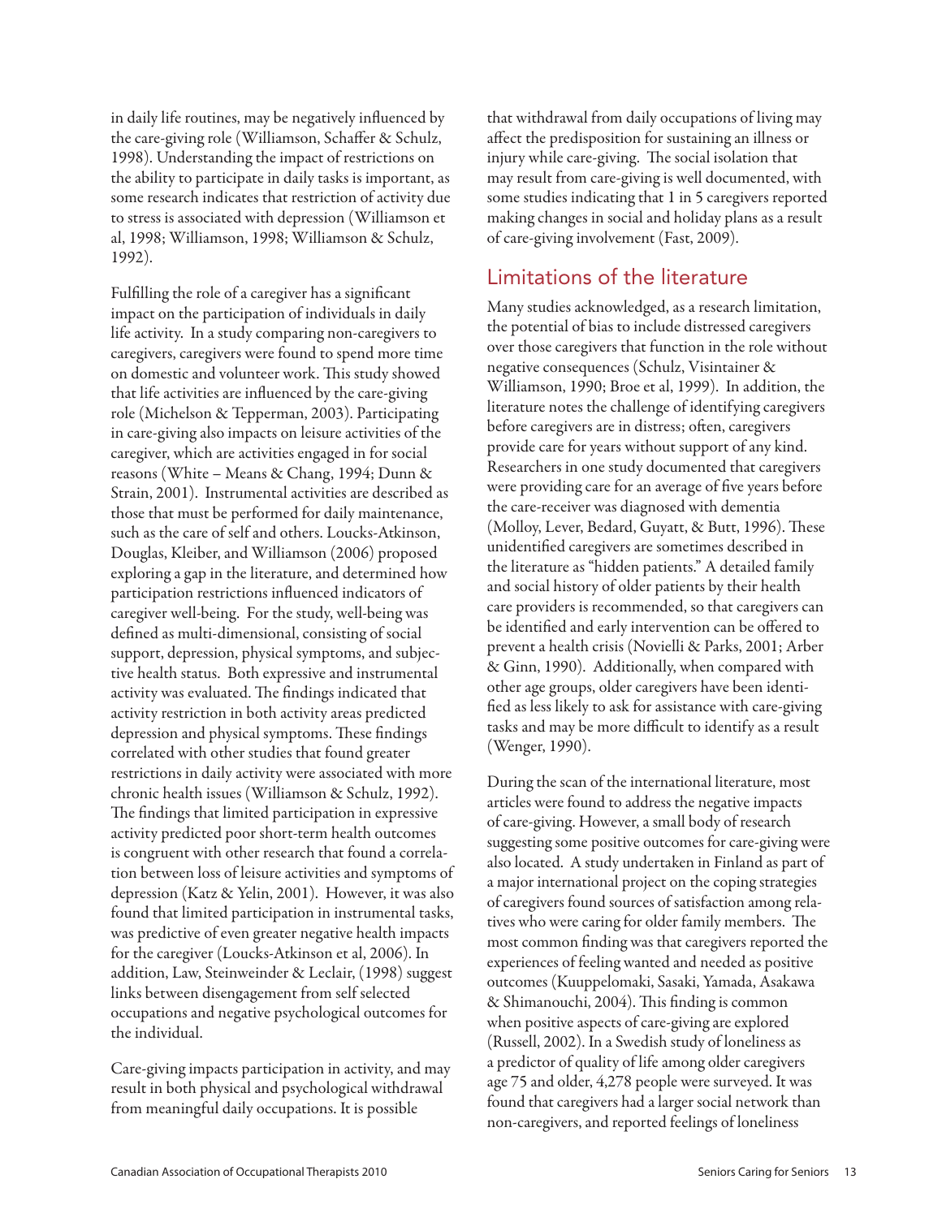in daily life routines, may be negatively influenced by the care-giving role (Williamson, Schaffer & Schulz, 1998). Understanding the impact of restrictions on the ability to participate in daily tasks is important, as some research indicates that restriction of activity due to stress is associated with depression (Williamson et al, 1998; Williamson, 1998; Williamson & Schulz, 1992).

Fulfilling the role of a caregiver has a significant impact on the participation of individuals in daily life activity. In a study comparing non-caregivers to caregivers, caregivers were found to spend more time on domestic and volunteer work. This study showed that life activities are influenced by the care-giving role (Michelson & Tepperman, 2003). Participating in care-giving also impacts on leisure activities of the caregiver, which are activities engaged in for social reasons (White – Means & Chang, 1994; Dunn & Strain, 2001). Instrumental activities are described as those that must be performed for daily maintenance, such as the care of self and others. Loucks-Atkinson, Douglas, Kleiber, and Williamson (2006) proposed exploring a gap in the literature, and determined how participation restrictions influenced indicators of caregiver well-being. For the study, well-being was defined as multi-dimensional, consisting of social support, depression, physical symptoms, and subjective health status. Both expressive and instrumental activity was evaluated. The findings indicated that activity restriction in both activity areas predicted depression and physical symptoms. These findings correlated with other studies that found greater restrictions in daily activity were associated with more chronic health issues (Williamson & Schulz, 1992). The findings that limited participation in expressive activity predicted poor short-term health outcomes is congruent with other research that found a correlation between loss of leisure activities and symptoms of depression (Katz & Yelin, 2001). However, it was also found that limited participation in instrumental tasks, was predictive of even greater negative health impacts for the caregiver (Loucks-Atkinson et al, 2006). In addition, Law, Steinweinder & Leclair, (1998) suggest links between disengagement from self selected occupations and negative psychological outcomes for the individual.

Care-giving impacts participation in activity, and may result in both physical and psychological withdrawal from meaningful daily occupations. It is possible that withdrawal from daily occupations of living may affect the predisposition for sustaining an illness or injury while care-giving. The social isolation that may result from care-giving is well documented, with some studies indicating that 1 in 5 caregivers reported making changes in social and holiday plans as a result of care-giving involvement (Fast, 2009).

## Limitations of the literature

Many studies acknowledged, as a research limitation, the potential of bias to include distressed caregivers over those caregivers that function in the role without negative consequences (Schulz, Visintainer & Williamson, 1990; Broe et al, 1999). In addition, the literature notes the challenge of identifying caregivers before caregivers are in distress; often, caregivers provide care for years without support of any kind. Researchers in one study documented that caregivers were providing care for an average of five years before the care-receiver was diagnosed with dementia (Molloy, Lever, Bedard, Guyatt, & Butt, 1996). These unidentified caregivers are sometimes described in the literature as "hidden patients." A detailed family and social history of older patients by their health care providers is recommended, so that caregivers can be identified and early intervention can be offered to prevent a health crisis (Novielli & Parks, 2001; Arber & Ginn, 1990). Additionally, when compared with other age groups, older caregivers have been identified as less likely to ask for assistance with care-giving tasks and may be more difficult to identify as a result (Wenger, 1990).

During the scan of the international literature, most articles were found to address the negative impacts of care-giving. However, a small body of research suggesting some positive outcomes for care-giving were also located. A study undertaken in Finland as part of a major international project on the coping strategies of caregivers found sources of satisfaction among relatives who were caring for older family members. The most common finding was that caregivers reported the experiences of feeling wanted and needed as positive outcomes (Kuuppelomaki, Sasaki, Yamada, Asakawa & Shimanouchi, 2004). This finding is common when positive aspects of care-giving are explored (Russell, 2002). In a Swedish study of loneliness as a predictor of quality of life among older caregivers age 75 and older, 4,278 people were surveyed. It was found that caregivers had a larger social network than non-caregivers, and reported feelings of loneliness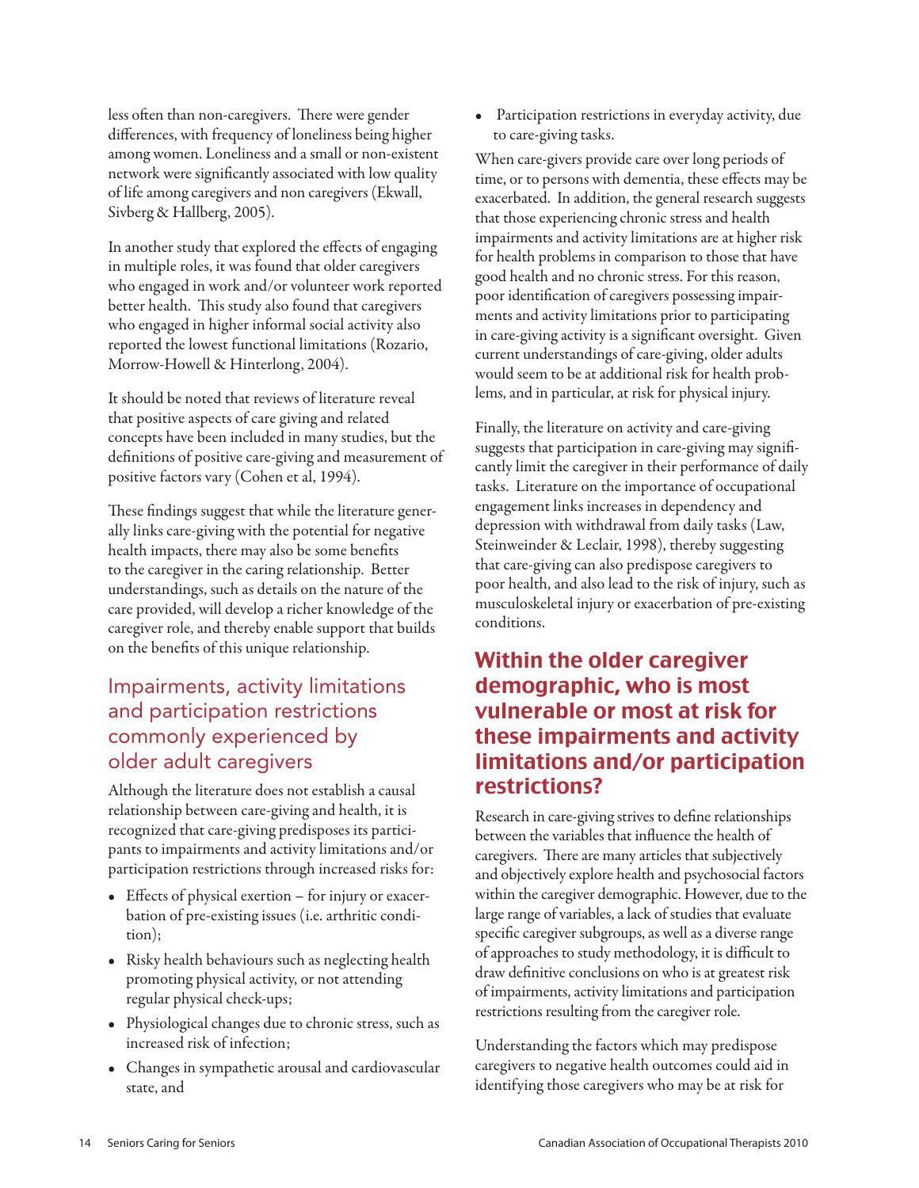less often than non-caregivers. There were gender differences, with frequency of loneliness being higher among women. Loneliness and a small or non-existent network were significantly associated with low quality of life among caregivers and non caregivers (Ekwall, Sivberg & Hallberg, 2005).

In another study that explored the effects of engaging in multiple roles, it was found that older caregivers who engaged in work and/or volunteer work reported better health. This study also found that caregivers who engaged in higher informal social activity also reported the lowest functional limitations (Rozario, Morrow-Howell & Hinterlong, 2004).

It should be noted that reviews of literature reveal that positive aspects of care giving and related concepts have been included in many studies, but the definitions of positive care-giving and measurement of positive factors vary (Cohen et al, 1994).

These findings suggest that while the literature generally links care-giving with the potential for negative health impacts, there may also be some benefits to the caregiver in the caring relationship. Better understandings, such as details on the nature of the care provided, will develop a richer knowledge of the caregiver role, and thereby enable support that builds on the benefits of this unique relationship.

## Impairments, activity limitations and participation restrictions commonly experienced by older adult caregivers

Although the literature does not establish a causal relationship between care-giving and health, it is recognized that care-giving predisposes its participants to impairments and activity limitations and/or participation restrictions through increased risks for:

- Effects of physical exertion – for injury or exacerbation of pre-existing issues (i.e. arthritic condition);
- Risky health behaviours such as neglecting health promoting physical activity, or not attending regular physical check-ups;
- Physiological changes due to chronic stress, such as increased risk of infection;
- Changes in sympathetic arousal and cardiovascular state, and
- Participation restrictions in everyday activity, due to care-giving tasks.

When care-givers provide care over long periods of time, or to persons with dementia, these effects may be exacerbated. In addition, the general research suggests that those experiencing chronic stress and health impairments and activity limitations are at higher risk for health problems in comparison to those that have good health and no chronic stress. For this reason, poor identification of caregivers possessing impairments and activity limitations prior to participating in care-giving activity is a significant oversight. Given current understandings of care-giving, older adults would seem to be at additional risk for health problems, and in particular, at risk for physical injury.

Finally, the literature on activity and care-giving suggests that participation in care-giving may significantly limit the caregiver in their performance of daily tasks. Literature on the importance of occupational engagement links increases in dependency and depression with withdrawal from daily tasks (Law, Steinweinder & Leclair, 1998), thereby suggesting that care-giving can also predispose caregivers to poor health, and also lead to the risk of injury, such as musculoskeletal injury or exacerbation of pre-existing conditions.

## Within the older caregiver demographic, who is most vulnerable or most at risk for these impairments and activity limitations and/or participation restrictions?

Research in care-giving strives to define relationships between the variables that influence the health of caregivers. There are many articles that subjectively and objectively explore health and psychosocial factors within the caregiver demographic. However, due to the large range of variables, a lack of studies that evaluate specific caregiver subgroups, as well as a diverse range of approaches to study methodology, it is difficult to draw definitive conclusions on who is at greatest risk of impairments, activity limitations and participation restrictions resulting from the caregiver role.

Understanding the factors which may predispose caregivers to negative health outcomes could aid in identifying those caregivers who may be at risk for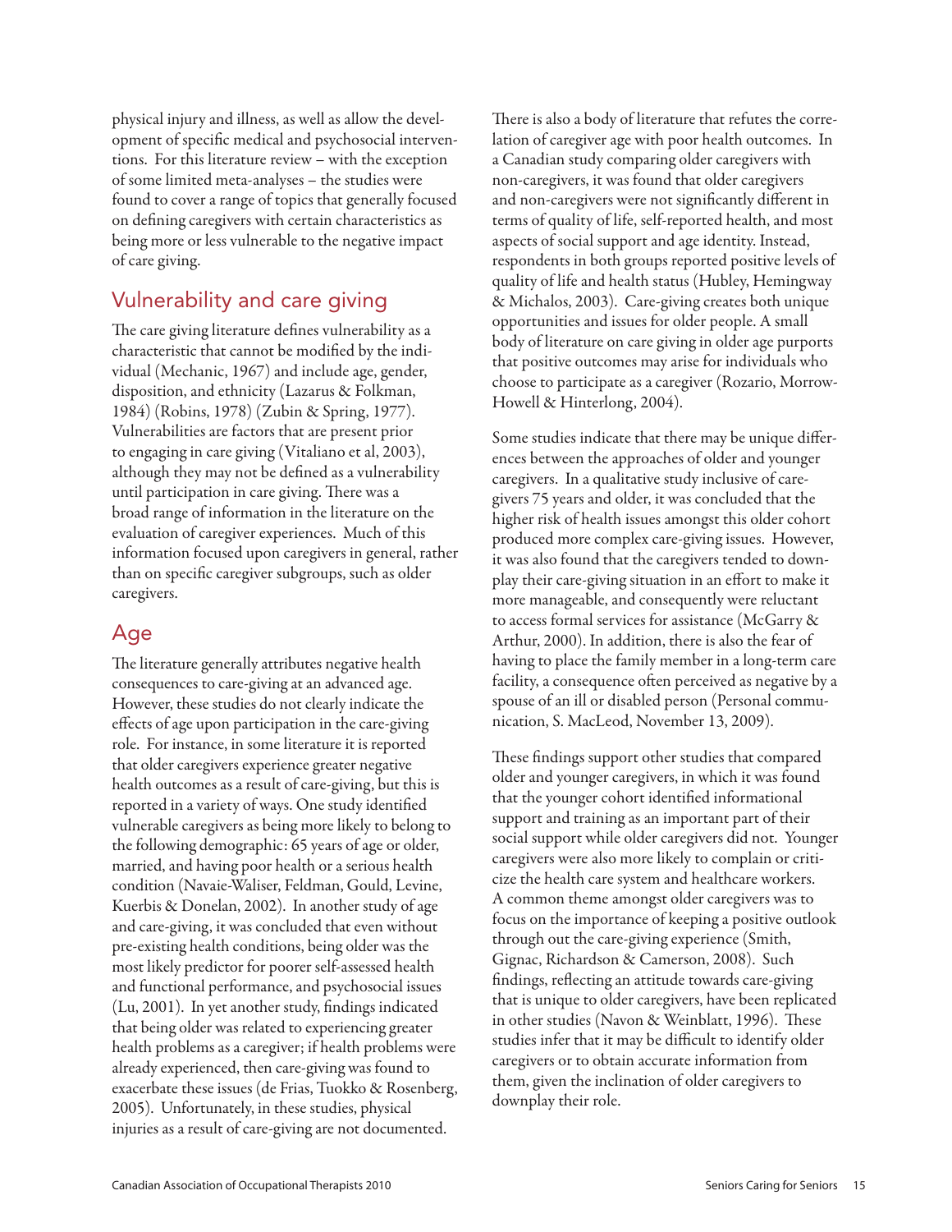physical injury and illness, as well as allow the development of specific medical and psychosocial interventions. For this literature review – with the exception of some limited meta-analyses – the studies were found to cover a range of topics that generally focused on defining caregivers with certain characteristics as being more or less vulnerable to the negative impact of care giving.

## Vulnerability and care giving

The care giving literature defines vulnerability as a characteristic that cannot be modified by the individual (Mechanic, 1967) and include age, gender, disposition, and ethnicity (Lazarus & Folkman, 1984) (Robins, 1978) (Zubin & Spring, 1977). Vulnerabilities are factors that are present prior to engaging in care giving (Vitaliano et al, 2003), although they may not be defined as a vulnerability until participation in care giving. There was a broad range of information in the literature on the evaluation of caregiver experiences. Much of this information focused upon caregivers in general, rather than on specific caregiver subgroups, such as older caregivers.

## Age

The literature generally attributes negative health consequences to care-giving at an advanced age. However, these studies do not clearly indicate the effects of age upon participation in the care-giving role. For instance, in some literature it is reported that older caregivers experience greater negative health outcomes as a result of care-giving, but this is reported in a variety of ways. One study identified vulnerable caregivers as being more likely to belong to the following demographic: 65 years of age or older, married, and having poor health or a serious health condition (Navaie-Waliser, Feldman, Gould, Levine, Kuerbis & Donelan, 2002). In another study of age and care-giving, it was concluded that even without pre-existing health conditions, being older was the most likely predictor for poorer self-assessed health and functional performance, and psychosocial issues (Lu, 2001). In yet another study, findings indicated that being older was related to experiencing greater health problems as a caregiver; if health problems were already experienced, then care-giving was found to exacerbate these issues (de Frias, Tuokko & Rosenberg, 2005). Unfortunately, in these studies, physical injuries as a result of care-giving are not documented.

There is also a body of literature that refutes the correlation of caregiver age with poor health outcomes. In a Canadian study comparing older caregivers with non-caregivers, it was found that older caregivers and non-caregivers were not significantly different in terms of quality of life, self-reported health, and most aspects of social support and age identity. Instead, respondents in both groups reported positive levels of quality of life and health status (Hubley, Hemingway & Michalos, 2003). Care-giving creates both unique opportunities and issues for older people. A small body of literature on care giving in older age purports that positive outcomes may arise for individuals who choose to participate as a caregiver (Rozario, Morrow-Howell & Hinterlong, 2004).

Some studies indicate that there may be unique differences between the approaches of older and younger caregivers. In a qualitative study inclusive of caregivers 75 years and older, it was concluded that the higher risk of health issues amongst this older cohort produced more complex care-giving issues. However, it was also found that the caregivers tended to downplay their care-giving situation in an effort to make it more manageable, and consequently were reluctant to access formal services for assistance (McGarry & Arthur, 2000). In addition, there is also the fear of having to place the family member in a long-term care facility, a consequence often perceived as negative by a spouse of an ill or disabled person (Personal communication, S. MacLeod, November 13, 2009).

These findings support other studies that compared older and younger caregivers, in which it was found that the younger cohort identified informational support and training as an important part of their social support while older caregivers did not. Younger caregivers were also more likely to complain or criticize the health care system and healthcare workers. A common theme amongst older caregivers was to focus on the importance of keeping a positive outlook through out the care-giving experience (Smith, Gignac, Richardson & Camerson, 2008). Such findings, reflecting an attitude towards care-giving that is unique to older caregivers, have been replicated in other studies (Navon & Weinblatt, 1996). These studies infer that it may be difficult to identify older caregivers or to obtain accurate information from them, given the inclination of older caregivers to downplay their role.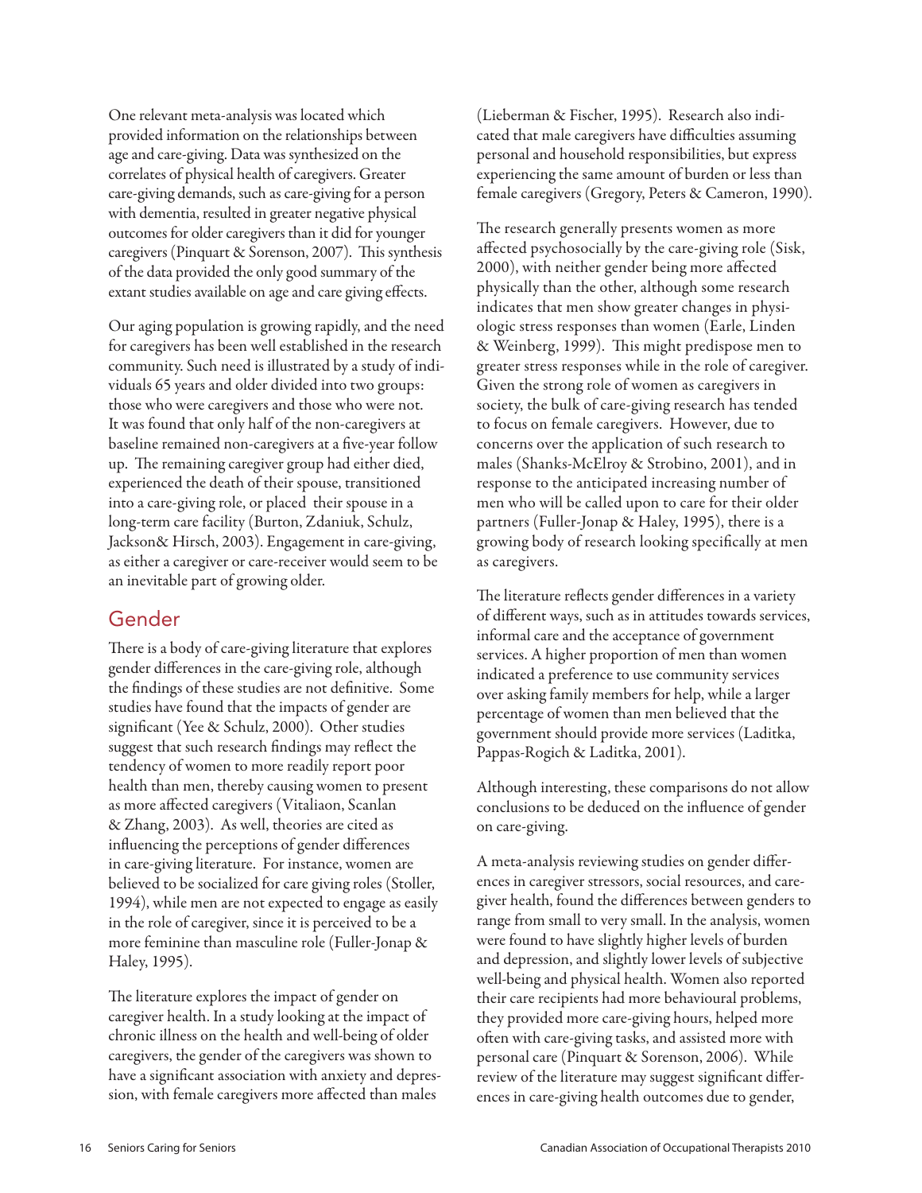One relevant meta-analysis was located which provided information on the relationships between age and care-giving. Data was synthesized on the correlates of physical health of caregivers. Greater care-giving demands, such as care-giving for a person with dementia, resulted in greater negative physical outcomes for older caregivers than it did for younger caregivers (Pinquart & Sorenson, 2007). This synthesis of the data provided the only good summary of the extant studies available on age and care giving effects.

Our aging population is growing rapidly, and the need for caregivers has been well established in the research community. Such need is illustrated by a study of individuals 65 years and older divided into two groups: those who were caregivers and those who were not. It was found that only half of the non-caregivers at baseline remained non-caregivers at a five-year follow up. The remaining caregiver group had either died, experienced the death of their spouse, transitioned into a care-giving role, or placed their spouse in a long-term care facility (Burton, Zdaniuk, Schulz, Jackson& Hirsch, 2003). Engagement in care-giving, as either a caregiver or care-receiver would seem to be an inevitable part of growing older.

## Gender

There is a body of care-giving literature that explores gender differences in the care-giving role, although the findings of these studies are not definitive. Some studies have found that the impacts of gender are significant (Yee & Schulz, 2000). Other studies suggest that such research findings may reflect the tendency of women to more readily report poor health than men, thereby causing women to present as more affected caregivers (Vitaliaon, Scanlan & Zhang, 2003). As well, theories are cited as influencing the perceptions of gender differences in care-giving literature. For instance, women are believed to be socialized for care giving roles (Stoller, 1994), while men are not expected to engage as easily in the role of caregiver, since it is perceived to be a more feminine than masculine role (Fuller-Jonap & Haley, 1995).

The literature explores the impact of gender on caregiver health. In a study looking at the impact of chronic illness on the health and well-being of older caregivers, the gender of the caregivers was shown to have a significant association with anxiety and depression, with female caregivers more affected than males (Lieberman & Fischer, 1995). Research also indicated that male caregivers have difficulties assuming personal and household responsibilities, but express experiencing the same amount of burden or less than female caregivers (Gregory, Peters & Cameron, 1990).

The research generally presents women as more affected psychosocially by the care-giving role (Sisk, 2000), with neither gender being more affected physically than the other, although some research indicates that men show greater changes in physiologic stress responses than women (Earle, Linden & Weinberg, 1999). This might predispose men to greater stress responses while in the role of caregiver. Given the strong role of women as caregivers in society, the bulk of care-giving research has tended to focus on female caregivers. However, due to concerns over the application of such research to males (Shanks-McElroy & Strobino, 2001), and in response to the anticipated increasing number of men who will be called upon to care for their older partners (Fuller-Jonap & Haley, 1995), there is a growing body of research looking specifically at men as caregivers.

The literature reflects gender differences in a variety of different ways, such as in attitudes towards services, informal care and the acceptance of government services. A higher proportion of men than women indicated a preference to use community services over asking family members for help, while a larger percentage of women than men believed that the government should provide more services (Laditka, Pappas-Rogich & Laditka, 2001).

Although interesting, these comparisons do not allow conclusions to be deduced on the influence of gender on care-giving.

A meta-analysis reviewing studies on gender differences in caregiver stressors, social resources, and caregiver health, found the differences between genders to range from small to very small. In the analysis, women were found to have slightly higher levels of burden and depression, and slightly lower levels of subjective well-being and physical health. Women also reported their care recipients had more behavioural problems, they provided more care-giving hours, helped more often with care-giving tasks, and assisted more with personal care (Pinquart & Sorenson, 2006). While review of the literature may suggest significant differences in care-giving health outcomes due to gender,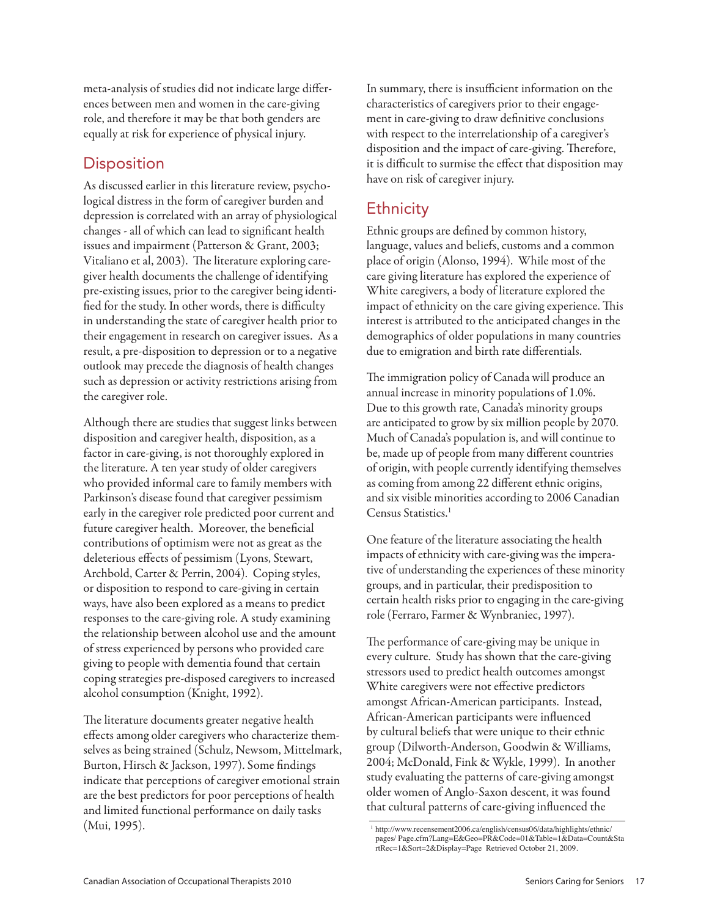meta-analysis of studies did not indicate large differences between men and women in the care-giving role, and therefore it may be that both genders are equally at risk for experience of physical injury.

## Disposition

As discussed earlier in this literature review, psychological distress in the form of caregiver burden and depression is correlated with an array of physiological changes - all of which can lead to significant health issues and impairment (Patterson & Grant, 2003; Vitaliano et al, 2003). The literature exploring caregiver health documents the challenge of identifying pre-existing issues, prior to the caregiver being identified for the study. In other words, there is difficulty in understanding the state of caregiver health prior to their engagement in research on caregiver issues. As a result, a pre-disposition to depression or to a negative outlook may precede the diagnosis of health changes such as depression or activity restrictions arising from the caregiver role.

Although there are studies that suggest links between disposition and caregiver health, disposition, as a factor in care-giving, is not thoroughly explored in the literature. A ten year study of older caregivers who provided informal care to family members with Parkinson's disease found that caregiver pessimism early in the caregiver role predicted poor current and future caregiver health. Moreover, the beneficial contributions of optimism were not as great as the deleterious effects of pessimism (Lyons, Stewart, Archbold, Carter & Perrin, 2004). Coping styles, or disposition to respond to care-giving in certain ways, have also been explored as a means to predict responses to the care-giving role. A study examining the relationship between alcohol use and the amount of stress experienced by persons who provided care giving to people with dementia found that certain coping strategies pre-disposed caregivers to increased alcohol consumption (Knight, 1992).

The literature documents greater negative health effects among older caregivers who characterize themselves as being strained (Schulz, Newsom, Mittelmark, Burton, Hirsch & Jackson, 1997). Some findings indicate that perceptions of caregiver emotional strain are the best predictors for poor perceptions of health and limited functional performance on daily tasks (Mui, 1995).

In summary, there is insufficient information on the characteristics of caregivers prior to their engagement in care-giving to draw definitive conclusions with respect to the interrelationship of a caregiver's disposition and the impact of care-giving. Therefore, it is difficult to surmise the effect that disposition may have on risk of caregiver injury.

## Ethnicity

Ethnic groups are defined by common history, language, values and beliefs, customs and a common place of origin (Alonso, 1994). While most of the care giving literature has explored the experience of White caregivers, a body of literature explored the impact of ethnicity on the care giving experience. This interest is attributed to the anticipated changes in the demographics of older populations in many countries due to emigration and birth rate differentials.

The immigration policy of Canada will produce an annual increase in minority populations of 1.0%. Due to this growth rate, Canada's minority groups are anticipated to grow by six million people by 2070. Much of Canada's population is, and will continue to be, made up of people from many different countries of origin, with people currently identifying themselves as coming from among 22 different ethnic origins, and six visible minorities according to 2006 Canadian Census Statistics.[1]

One feature of the literature associating the health impacts of ethnicity with care-giving was the imperative of understanding the experiences of these minority groups, and in particular, their predisposition to certain health risks prior to engaging in the care-giving role (Ferraro, Farmer & Wynbraniec, 1997).

The performance of care-giving may be unique in every culture. Study has shown that the care-giving stressors used to predict health outcomes amongst White caregivers were not effective predictors amongst African-American participants. Instead, African-American participants were influenced by cultural beliefs that were unique to their ethnic group (Dilworth-Anderson, Goodwin & Williams, 2004; McDonald, Fink & Wykle, 1999). In another study evaluating the patterns of care-giving amongst older women of Anglo-Saxon descent, it was found that cultural patterns of care-giving influenced the

[1] http://www.recensement2006.ca/english/census06/data/highlights/ethnic/pages/ Page.cfm?Lang=E&Geo=PR&Code=01&Table=1&Data=Count&StartRec=1&Sort=2&Display=Page Retrieved October 21, 2009.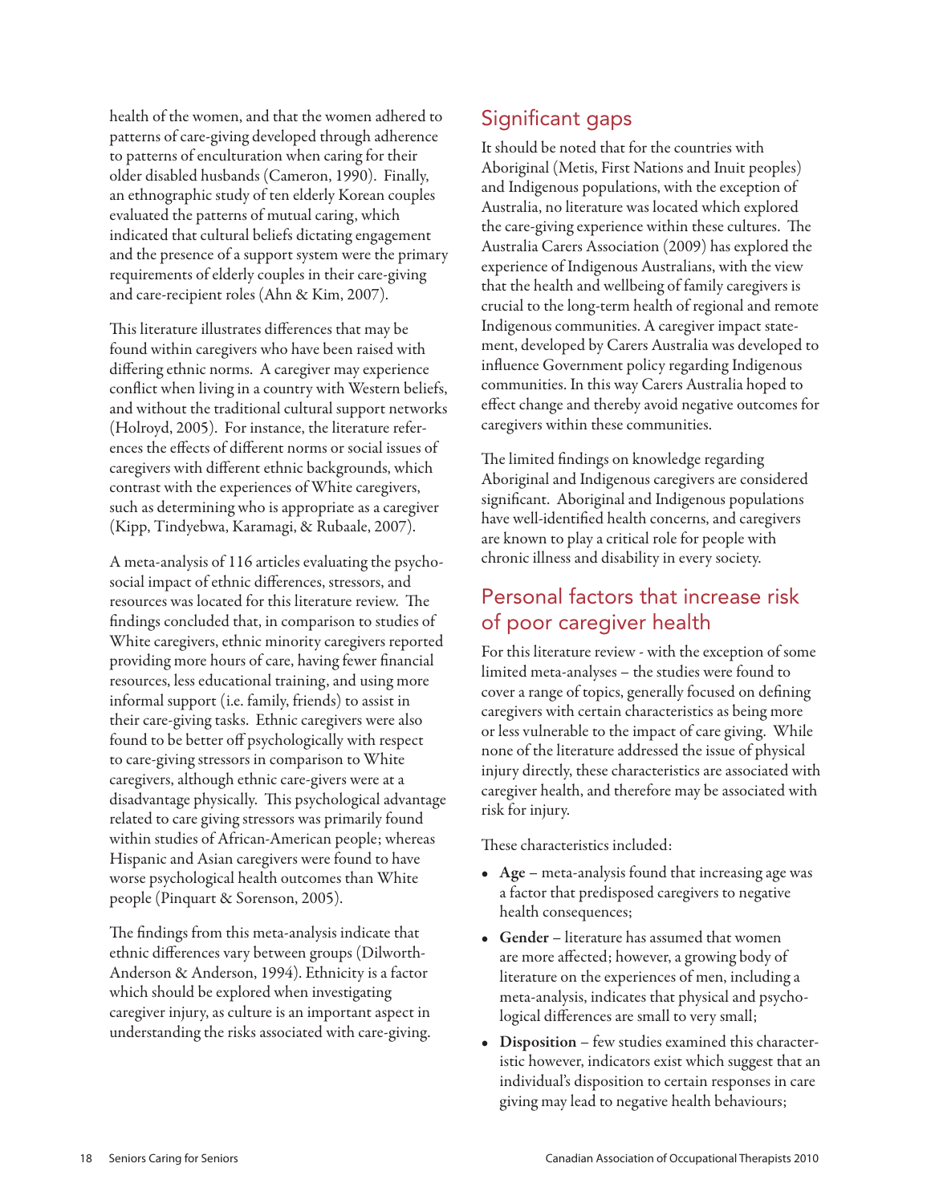health of the women, and that the women adhered to patterns of care-giving developed through adherence to patterns of enculturation when caring for their older disabled husbands (Cameron, 1990). Finally, an ethnographic study of ten elderly Korean couples evaluated the patterns of mutual caring, which indicated that cultural beliefs dictating engagement and the presence of a support system were the primary requirements of elderly couples in their care-giving and care-recipient roles (Ahn & Kim, 2007).

This literature illustrates differences that may be found within caregivers who have been raised with differing ethnic norms. A caregiver may experience conflict when living in a country with Western beliefs, and without the traditional cultural support networks (Holroyd, 2005). For instance, the literature references the effects of different norms or social issues of caregivers with different ethnic backgrounds, which contrast with the experiences of White caregivers, such as determining who is appropriate as a caregiver (Kipp, Tindyebwa, Karamagi, & Rubaale, 2007).

A meta-analysis of 116 articles evaluating the psychosocial impact of ethnic differences, stressors, and resources was located for this literature review. The findings concluded that, in comparison to studies of White caregivers, ethnic minority caregivers reported providing more hours of care, having fewer financial resources, less educational training, and using more informal support (i.e. family, friends) to assist in their care-giving tasks. Ethnic caregivers were also found to be better off psychologically with respect to care-giving stressors in comparison to White caregivers, although ethnic care-givers were at a disadvantage physically. This psychological advantage related to care giving stressors was primarily found within studies of African-American people; whereas Hispanic and Asian caregivers were found to have worse psychological health outcomes than White people (Pinquart & Sorenson, 2005).

The findings from this meta-analysis indicate that ethnic differences vary between groups (Dilworth-Anderson & Anderson, 1994). Ethnicity is a factor which should be explored when investigating caregiver injury, as culture is an important aspect in understanding the risks associated with care-giving.

## Significant gaps

It should be noted that for the countries with Aboriginal (Metis, First Nations and Inuit peoples) and Indigenous populations, with the exception of Australia, no literature was located which explored the care-giving experience within these cultures. The Australia Carers Association (2009) has explored the experience of Indigenous Australians, with the view that the health and wellbeing of family caregivers is crucial to the long-term health of regional and remote Indigenous communities. A caregiver impact statement, developed by Carers Australia was developed to influence Government policy regarding Indigenous communities. In this way Carers Australia hoped to effect change and thereby avoid negative outcomes for caregivers within these communities.

The limited findings on knowledge regarding Aboriginal and Indigenous caregivers are considered significant. Aboriginal and Indigenous populations have well-identified health concerns, and caregivers are known to play a critical role for people with chronic illness and disability in every society.

## Personal factors that increase risk of poor caregiver health

For this literature review - with the exception of some limited meta-analyses – the studies were found to cover a range of topics, generally focused on defining caregivers with certain characteristics as being more or less vulnerable to the impact of care giving. While none of the literature addressed the issue of physical injury directly, these characteristics are associated with caregiver health, and therefore may be associated with risk for injury.

These characteristics included:

- **Age** – meta-analysis found that increasing age was a factor that predisposed caregivers to negative health consequences;
- **Gender** – literature has assumed that women are more affected; however, a growing body of literature on the experiences of men, including a meta-analysis, indicates that physical and psychological differences are small to very small;
- **Disposition** – few studies examined this characteristic however, indicators exist which suggest that an individual's disposition to certain responses in care giving may lead to negative health behaviours;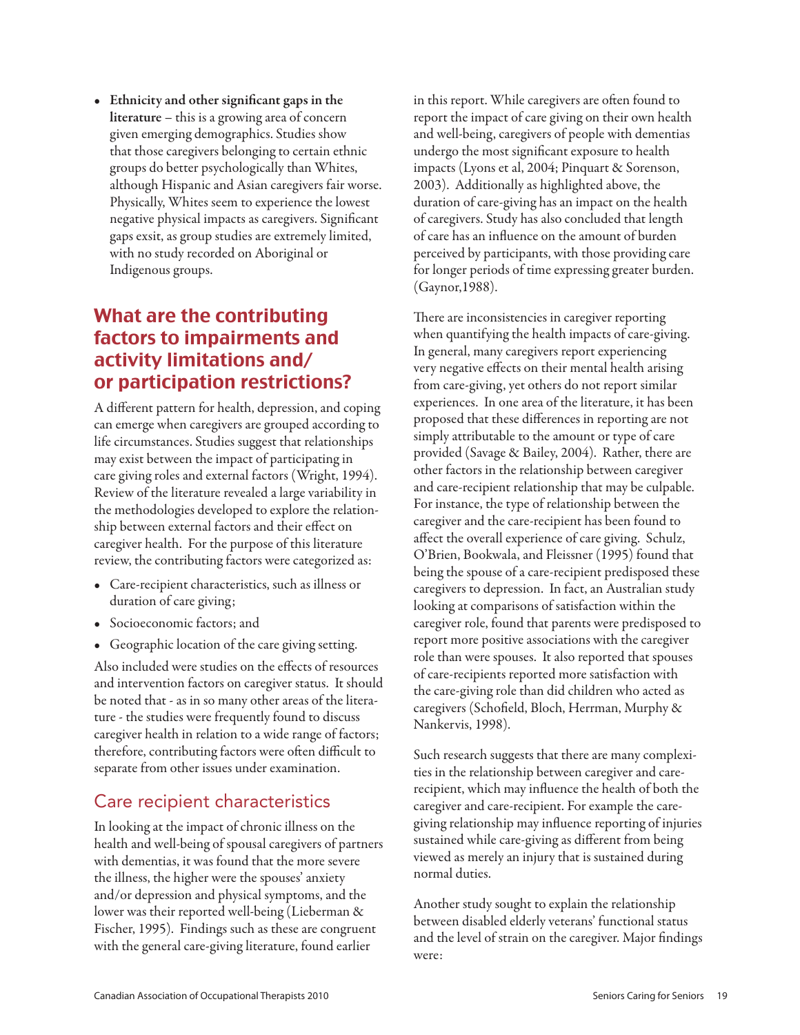- **Ethnicity and other significant gaps in the literature** – this is a growing area of concern given emerging demographics. Studies show that those caregivers belonging to certain ethnic groups do better psychologically than Whites, although Hispanic and Asian caregivers fair worse. Physically, Whites seem to experience the lowest negative physical impacts as caregivers. Significant gaps exsit, as group studies are extremely limited, with no study recorded on Aboriginal or Indigenous groups.

## What are the contributing factors to impairments and activity limitations and/or participation restrictions?

A different pattern for health, depression, and coping can emerge when caregivers are grouped according to life circumstances. Studies suggest that relationships may exist between the impact of participating in care giving roles and external factors (Wright, 1994). Review of the literature revealed a large variability in the methodologies developed to explore the relationship between external factors and their effect on caregiver health. For the purpose of this literature review, the contributing factors were categorized as:

- Care-recipient characteristics, such as illness or duration of care giving;
- Socioeconomic factors; and
- Geographic location of the care giving setting.

Also included were studies on the effects of resources and intervention factors on caregiver status. It should be noted that - as in so many other areas of the literature - the studies were frequently found to discuss caregiver health in relation to a wide range of factors; therefore, contributing factors were often difficult to separate from other issues under examination.

### Care recipient characteristics

In looking at the impact of chronic illness on the health and well-being of spousal caregivers of partners with dementias, it was found that the more severe the illness, the higher were the spouses' anxiety and/or depression and physical symptoms, and the lower was their reported well-being (Lieberman & Fischer, 1995). Findings such as these are congruent with the general care-giving literature, found earlier in this report. While caregivers are often found to report the impact of care giving on their own health and well-being, caregivers of people with dementias undergo the most significant exposure to health impacts (Lyons et al, 2004; Pinquart & Sorenson, 2003). Additionally as highlighted above, the duration of care-giving has an impact on the health of caregivers. Study has also concluded that length of care has an influence on the amount of burden perceived by participants, with those providing care for longer periods of time expressing greater burden. (Gaynor,1988).

There are inconsistencies in caregiver reporting when quantifying the health impacts of care-giving. In general, many caregivers report experiencing very negative effects on their mental health arising from care-giving, yet others do not report similar experiences. In one area of the literature, it has been proposed that these differences in reporting are not simply attributable to the amount or type of care provided (Savage & Bailey, 2004). Rather, there are other factors in the relationship between caregiver and care-recipient relationship that may be culpable. For instance, the type of relationship between the caregiver and the care-recipient has been found to affect the overall experience of care giving. Schulz, O'Brien, Bookwala, and Fleissner (1995) found that being the spouse of a care-recipient predisposed these caregivers to depression. In fact, an Australian study looking at comparisons of satisfaction within the caregiver role, found that parents were predisposed to report more positive associations with the caregiver role than were spouses. It also reported that spouses of care-recipients reported more satisfaction with the care-giving role than did children who acted as caregivers (Schofield, Bloch, Herrman, Murphy & Nankervis, 1998).

Such research suggests that there are many complexities in the relationship between caregiver and care-recipient, which may influence the health of both the caregiver and care-recipient. For example the care-giving relationship may influence reporting of injuries sustained while care-giving as different from being viewed as merely an injury that is sustained during normal duties.

Another study sought to explain the relationship between disabled elderly veterans' functional status and the level of strain on the caregiver. Major findings were: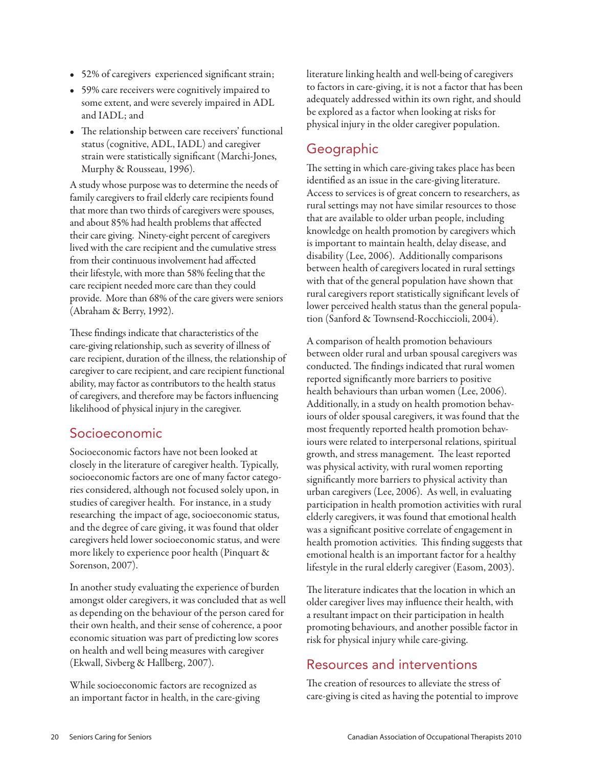- 52% of caregivers experienced significant strain;
- 59% care receivers were cognitively impaired to some extent, and were severely impaired in ADL and IADL; and
- The relationship between care receivers' functional status (cognitive, ADL, IADL) and caregiver strain were statistically significant (Marchi-Jones, Murphy & Rousseau, 1996).

A study whose purpose was to determine the needs of family caregivers to frail elderly care recipients found that more than two thirds of caregivers were spouses, and about 85% had health problems that affected their care giving. Ninety-eight percent of caregivers lived with the care recipient and the cumulative stress from their continuous involvement had affected their lifestyle, with more than 58% feeling that the care recipient needed more care than they could provide. More than 68% of the care givers were seniors (Abraham & Berry, 1992).

These findings indicate that characteristics of the care-giving relationship, such as severity of illness of care recipient, duration of the illness, the relationship of caregiver to care recipient, and care recipient functional ability, may factor as contributors to the health status of caregivers, and therefore may be factors influencing likelihood of physical injury in the caregiver.

## Socioeconomic

Socioeconomic factors have not been looked at closely in the literature of caregiver health. Typically, socioeconomic factors are one of many factor categories considered, although not focused solely upon, in studies of caregiver health. For instance, in a study researching the impact of age, socioeconomic status, and the degree of care giving, it was found that older caregivers held lower socioeconomic status, and were more likely to experience poor health (Pinquart & Sorenson, 2007).

In another study evaluating the experience of burden amongst older caregivers, it was concluded that as well as depending on the behaviour of the person cared for their own health, and their sense of coherence, a poor economic situation was part of predicting low scores on health and well being measures with caregiver (Ekwall, Sivberg & Hallberg, 2007).

While socioeconomic factors are recognized as an important factor in health, in the care-giving literature linking health and well-being of caregivers to factors in care-giving, it is not a factor that has been adequately addressed within its own right, and should be explored as a factor when looking at risks for physical injury in the older caregiver population.

## Geographic

The setting in which care-giving takes place has been identified as an issue in the care-giving literature. Access to services is of great concern to researchers, as rural settings may not have similar resources to those that are available to older urban people, including knowledge on health promotion by caregivers which is important to maintain health, delay disease, and disability (Lee, 2006). Additionally comparisons between health of caregivers located in rural settings with that of the general population have shown that rural caregivers report statistically significant levels of lower perceived health status than the general population (Sanford & Townsend-Rocchiccioli, 2004).

A comparison of health promotion behaviours between older rural and urban spousal caregivers was conducted. The findings indicated that rural women reported significantly more barriers to positive health behaviours than urban women (Lee, 2006). Additionally, in a study on health promotion behaviours of older spousal caregivers, it was found that the most frequently reported health promotion behaviours were related to interpersonal relations, spiritual growth, and stress management. The least reported was physical activity, with rural women reporting significantly more barriers to physical activity than urban caregivers (Lee, 2006). As well, in evaluating participation in health promotion activities with rural elderly caregivers, it was found that emotional health was a significant positive correlate of engagement in health promotion activities. This finding suggests that emotional health is an important factor for a healthy lifestyle in the rural elderly caregiver (Easom, 2003).

The literature indicates that the location in which an older caregiver lives may influence their health, with a resultant impact on their participation in health promoting behaviours, and another possible factor in risk for physical injury while care-giving.

## Resources and interventions

The creation of resources to alleviate the stress of care-giving is cited as having the potential to improve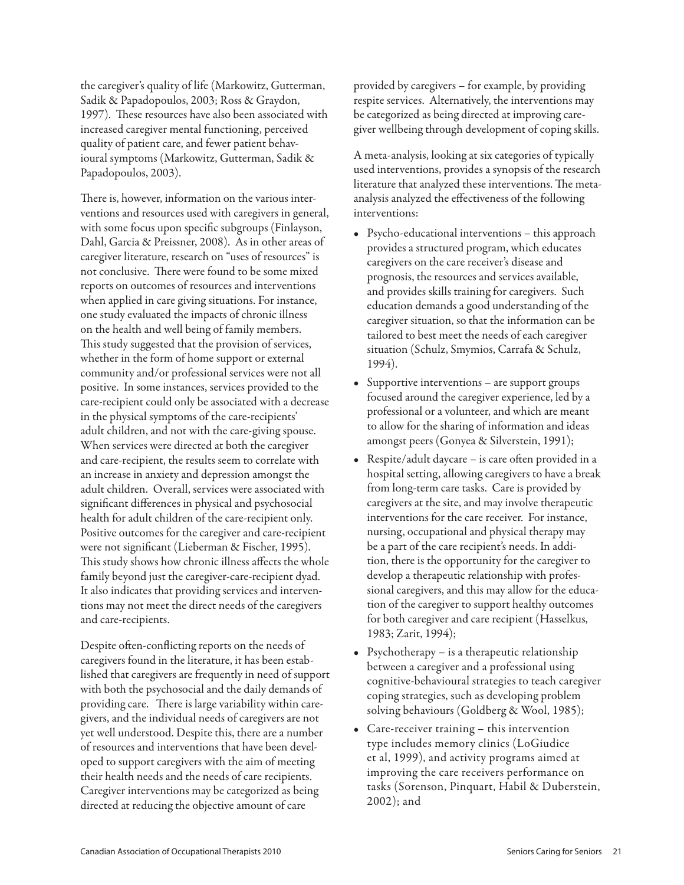the caregiver's quality of life (Markowitz, Gutterman, Sadik & Papadopoulos, 2003; Ross & Graydon, 1997). These resources have also been associated with increased caregiver mental functioning, perceived quality of patient care, and fewer patient behavioural symptoms (Markowitz, Gutterman, Sadik & Papadopoulos, 2003).

There is, however, information on the various interventions and resources used with caregivers in general, with some focus upon specific subgroups (Finlayson, Dahl, Garcia & Preissner, 2008). As in other areas of caregiver literature, research on "uses of resources" is not conclusive. There were found to be some mixed reports on outcomes of resources and interventions when applied in care giving situations. For instance, one study evaluated the impacts of chronic illness on the health and well being of family members. This study suggested that the provision of services, whether in the form of home support or external community and/or professional services were not all positive. In some instances, services provided to the care-recipient could only be associated with a decrease in the physical symptoms of the care-recipients' adult children, and not with the care-giving spouse. When services were directed at both the caregiver and care-recipient, the results seem to correlate with an increase in anxiety and depression amongst the adult children. Overall, services were associated with significant differences in physical and psychosocial health for adult children of the care-recipient only. Positive outcomes for the caregiver and care-recipient were not significant (Lieberman & Fischer, 1995). This study shows how chronic illness affects the whole family beyond just the caregiver-care-recipient dyad. It also indicates that providing services and interventions may not meet the direct needs of the caregivers and care-recipients.

Despite often-conflicting reports on the needs of caregivers found in the literature, it has been established that caregivers are frequently in need of support with both the psychosocial and the daily demands of providing care. There is large variability within caregivers, and the individual needs of caregivers are not yet well understood. Despite this, there are a number of resources and interventions that have been developed to support caregivers with the aim of meeting their health needs and the needs of care recipients. Caregiver interventions may be categorized as being directed at reducing the objective amount of care provided by caregivers – for example, by providing respite services. Alternatively, the interventions may be categorized as being directed at improving caregiver wellbeing through development of coping skills.

A meta-analysis, looking at six categories of typically used interventions, provides a synopsis of the research literature that analyzed these interventions. The meta-analysis analyzed the effectiveness of the following interventions:

- Psycho-educational interventions – this approach provides a structured program, which educates caregivers on the care receiver's disease and prognosis, the resources and services available, and provides skills training for caregivers. Such education demands a good understanding of the caregiver situation, so that the information can be tailored to best meet the needs of each caregiver situation (Schulz, Smymios, Carrafa & Schulz, 1994).
- Supportive interventions – are support groups focused around the caregiver experience, led by a professional or a volunteer, and which are meant to allow for the sharing of information and ideas amongst peers (Gonyea & Silverstein, 1991);
- Respite/adult daycare – is care often provided in a hospital setting, allowing caregivers to have a break from long-term care tasks. Care is provided by caregivers at the site, and may involve therapeutic interventions for the care receiver. For instance, nursing, occupational and physical therapy may be a part of the care recipient's needs. In addition, there is the opportunity for the caregiver to develop a therapeutic relationship with professional caregivers, and this may allow for the education of the caregiver to support healthy outcomes for both caregiver and care recipient (Hasselkus, 1983; Zarit, 1994);
- Psychotherapy – is a therapeutic relationship between a caregiver and a professional using cognitive-behavioural strategies to teach caregiver coping strategies, such as developing problem solving behaviours (Goldberg & Wool, 1985);
- Care-receiver training – this intervention type includes memory clinics (LoGiudice et al, 1999), and activity programs aimed at improving the care receivers performance on tasks (Sorenson, Pinquart, Habil & Duberstein, 2002); and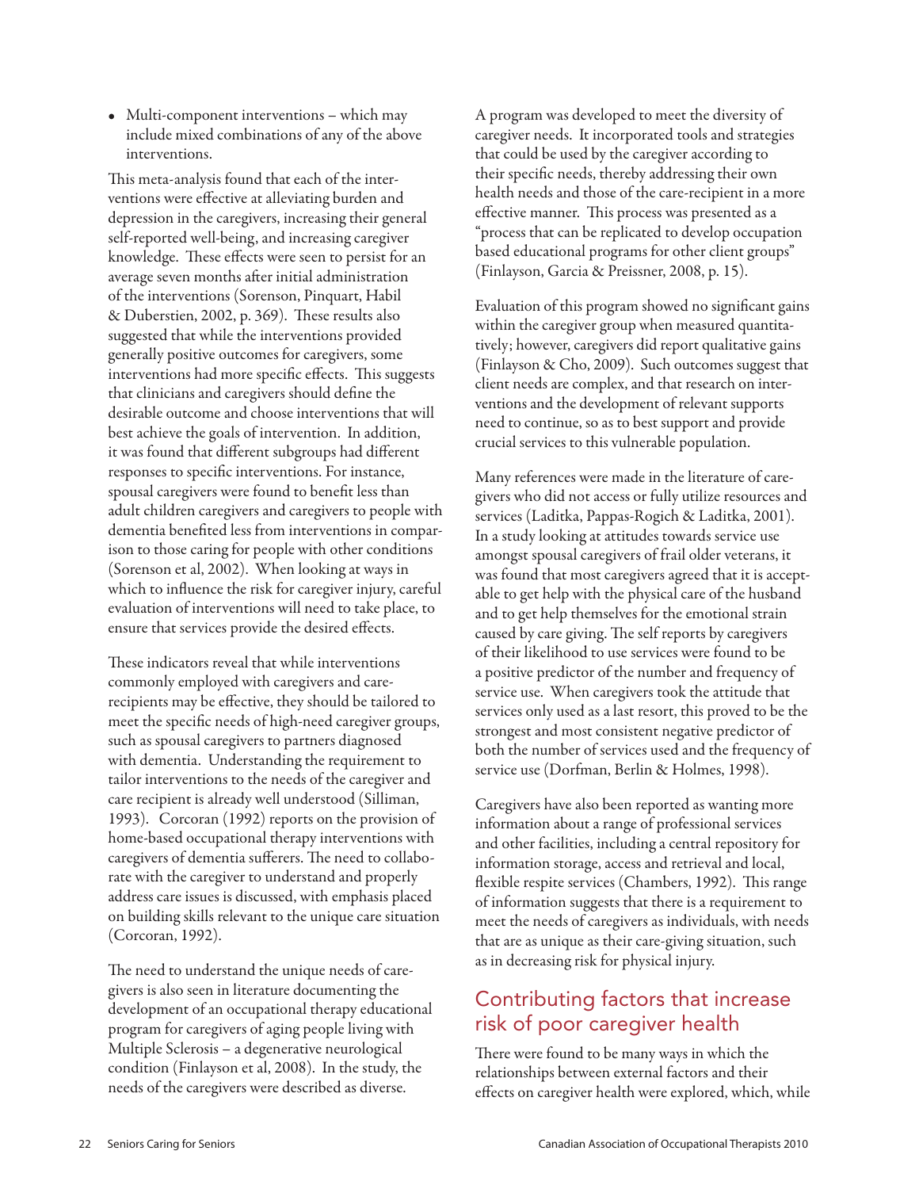- Multi-component interventions – which may include mixed combinations of any of the above interventions.

This meta-analysis found that each of the interventions were effective at alleviating burden and depression in the caregivers, increasing their general self-reported well-being, and increasing caregiver knowledge. These effects were seen to persist for an average seven months after initial administration of the interventions (Sorenson, Pinquart, Habil & Duberstien, 2002, p. 369). These results also suggested that while the interventions provided generally positive outcomes for caregivers, some interventions had more specific effects. This suggests that clinicians and caregivers should define the desirable outcome and choose interventions that will best achieve the goals of intervention. In addition, it was found that different subgroups had different responses to specific interventions. For instance, spousal caregivers were found to benefit less than adult children caregivers and caregivers to people with dementia benefited less from interventions in comparison to those caring for people with other conditions (Sorenson et al, 2002). When looking at ways in which to influence the risk for caregiver injury, careful evaluation of interventions will need to take place, to ensure that services provide the desired effects.

These indicators reveal that while interventions commonly employed with caregivers and care-recipients may be effective, they should be tailored to meet the specific needs of high-need caregiver groups, such as spousal caregivers to partners diagnosed with dementia. Understanding the requirement to tailor interventions to the needs of the caregiver and care recipient is already well understood (Silliman, 1993). Corcoran (1992) reports on the provision of home-based occupational therapy interventions with caregivers of dementia sufferers. The need to collaborate with the caregiver to understand and properly address care issues is discussed, with emphasis placed on building skills relevant to the unique care situation (Corcoran, 1992).

The need to understand the unique needs of caregivers is also seen in literature documenting the development of an occupational therapy educational program for caregivers of aging people living with Multiple Sclerosis – a degenerative neurological condition (Finlayson et al, 2008). In the study, the needs of the caregivers were described as diverse.

A program was developed to meet the diversity of caregiver needs. It incorporated tools and strategies that could be used by the caregiver according to their specific needs, thereby addressing their own health needs and those of the care-recipient in a more effective manner. This process was presented as a "process that can be replicated to develop occupation based educational programs for other client groups" (Finlayson, Garcia & Preissner, 2008, p. 15).

Evaluation of this program showed no significant gains within the caregiver group when measured quantitatively; however, caregivers did report qualitative gains (Finlayson & Cho, 2009). Such outcomes suggest that client needs are complex, and that research on interventions and the development of relevant supports need to continue, so as to best support and provide crucial services to this vulnerable population.

Many references were made in the literature of caregivers who did not access or fully utilize resources and services (Laditka, Pappas-Rogich & Laditka, 2001). In a study looking at attitudes towards service use amongst spousal caregivers of frail older veterans, it was found that most caregivers agreed that it is acceptable to get help with the physical care of the husband and to get help themselves for the emotional strain caused by care giving. The self reports by caregivers of their likelihood to use services were found to be a positive predictor of the number and frequency of service use. When caregivers took the attitude that services only used as a last resort, this proved to be the strongest and most consistent negative predictor of both the number of services used and the frequency of service use (Dorfman, Berlin & Holmes, 1998).

Caregivers have also been reported as wanting more information about a range of professional services and other facilities, including a central repository for information storage, access and retrieval and local, flexible respite services (Chambers, 1992). This range of information suggests that there is a requirement to meet the needs of caregivers as individuals, with needs that are as unique as their care-giving situation, such as in decreasing risk for physical injury.

## Contributing factors that increase risk of poor caregiver health

There were found to be many ways in which the relationships between external factors and their effects on caregiver health were explored, which, while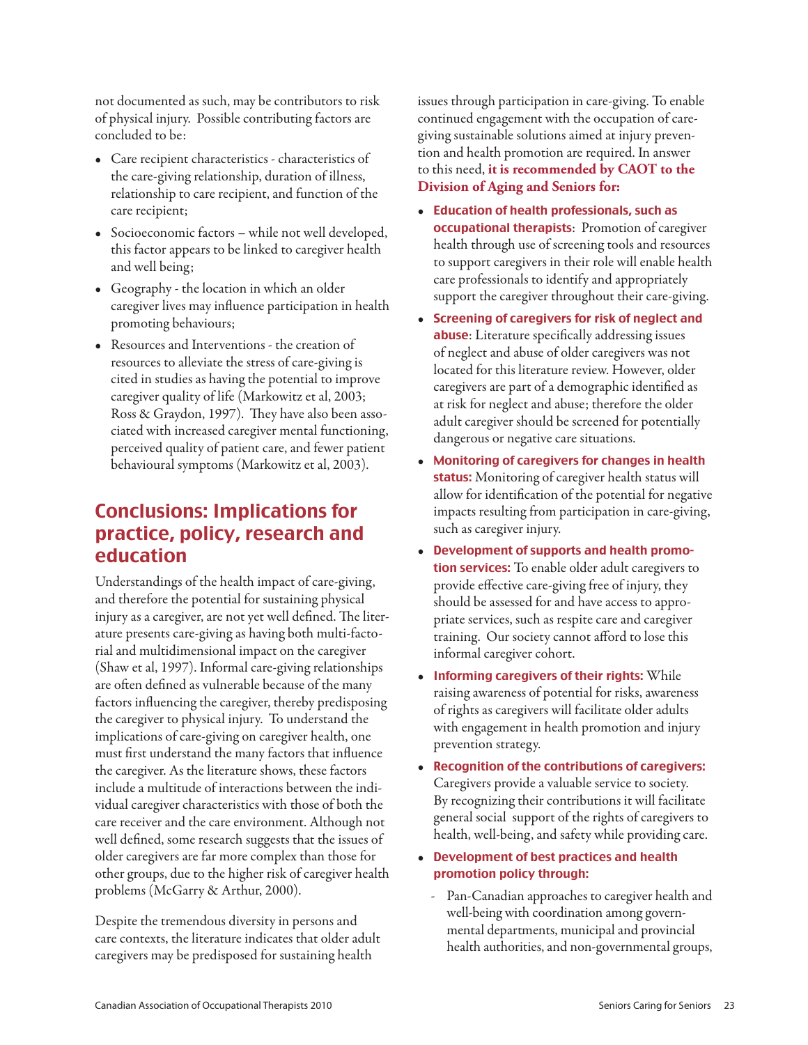not documented as such, may be contributors to risk of physical injury. Possible contributing factors are concluded to be:

- Care recipient characteristics - characteristics of the care-giving relationship, duration of illness, relationship to care recipient, and function of the care recipient;
- Socioeconomic factors – while not well developed, this factor appears to be linked to caregiver health and well being;
- Geography - the location in which an older caregiver lives may influence participation in health promoting behaviours;
- Resources and Interventions - the creation of resources to alleviate the stress of care-giving is cited in studies as having the potential to improve caregiver quality of life (Markowitz et al, 2003; Ross & Graydon, 1997). They have also been associated with increased caregiver mental functioning, perceived quality of patient care, and fewer patient behavioural symptoms (Markowitz et al, 2003).

## Conclusions: Implications for practice, policy, research and education

Understandings of the health impact of care-giving, and therefore the potential for sustaining physical injury as a caregiver, are not yet well defined. The literature presents care-giving as having both multi-factorial and multidimensional impact on the caregiver (Shaw et al, 1997). Informal care-giving relationships are often defined as vulnerable because of the many factors influencing the caregiver, thereby predisposing the caregiver to physical injury. To understand the implications of care-giving on caregiver health, one must first understand the many factors that influence the caregiver. As the literature shows, these factors include a multitude of interactions between the individual caregiver characteristics with those of both the care receiver and the care environment. Although not well defined, some research suggests that the issues of older caregivers are far more complex than those for other groups, due to the higher risk of caregiver health problems (McGarry & Arthur, 2000).

Despite the tremendous diversity in persons and care contexts, the literature indicates that older adult caregivers may be predisposed for sustaining health issues through participation in care-giving. To enable continued engagement with the occupation of care-giving sustainable solutions aimed at injury prevention and health promotion are required. In answer to this need, **it is recommended by CAOT to the Division of Aging and Seniors for:**

- **Education of health professionals, such as occupational therapists**: Promotion of caregiver health through use of screening tools and resources to support caregivers in their role will enable health care professionals to identify and appropriately support the caregiver throughout their care-giving.
- **Screening of caregivers for risk of neglect and abuse**: Literature specifically addressing issues of neglect and abuse of older caregivers was not located for this literature review. However, older caregivers are part of a demographic identified as at risk for neglect and abuse; therefore the older adult caregiver should be screened for potentially dangerous or negative care situations.
- **Monitoring of caregivers for changes in health status:** Monitoring of caregiver health status will allow for identification of the potential for negative impacts resulting from participation in care-giving, such as caregiver injury.
- **Development of supports and health promotion services:** To enable older adult caregivers to provide effective care-giving free of injury, they should be assessed for and have access to appropriate services, such as respite care and caregiver training. Our society cannot afford to lose this informal caregiver cohort.
- **Informing caregivers of their rights:** While raising awareness of potential for risks, awareness of rights as caregivers will facilitate older adults with engagement in health promotion and injury prevention strategy.
- **Recognition of the contributions of caregivers:** Caregivers provide a valuable service to society. By recognizing their contributions it will facilitate general social support of the rights of caregivers to health, well-being, and safety while providing care.
- **Development of best practices and health promotion policy through:**
  - Pan-Canadian approaches to caregiver health and well-being with coordination among governmental departments, municipal and provincial health authorities, and non-governmental groups,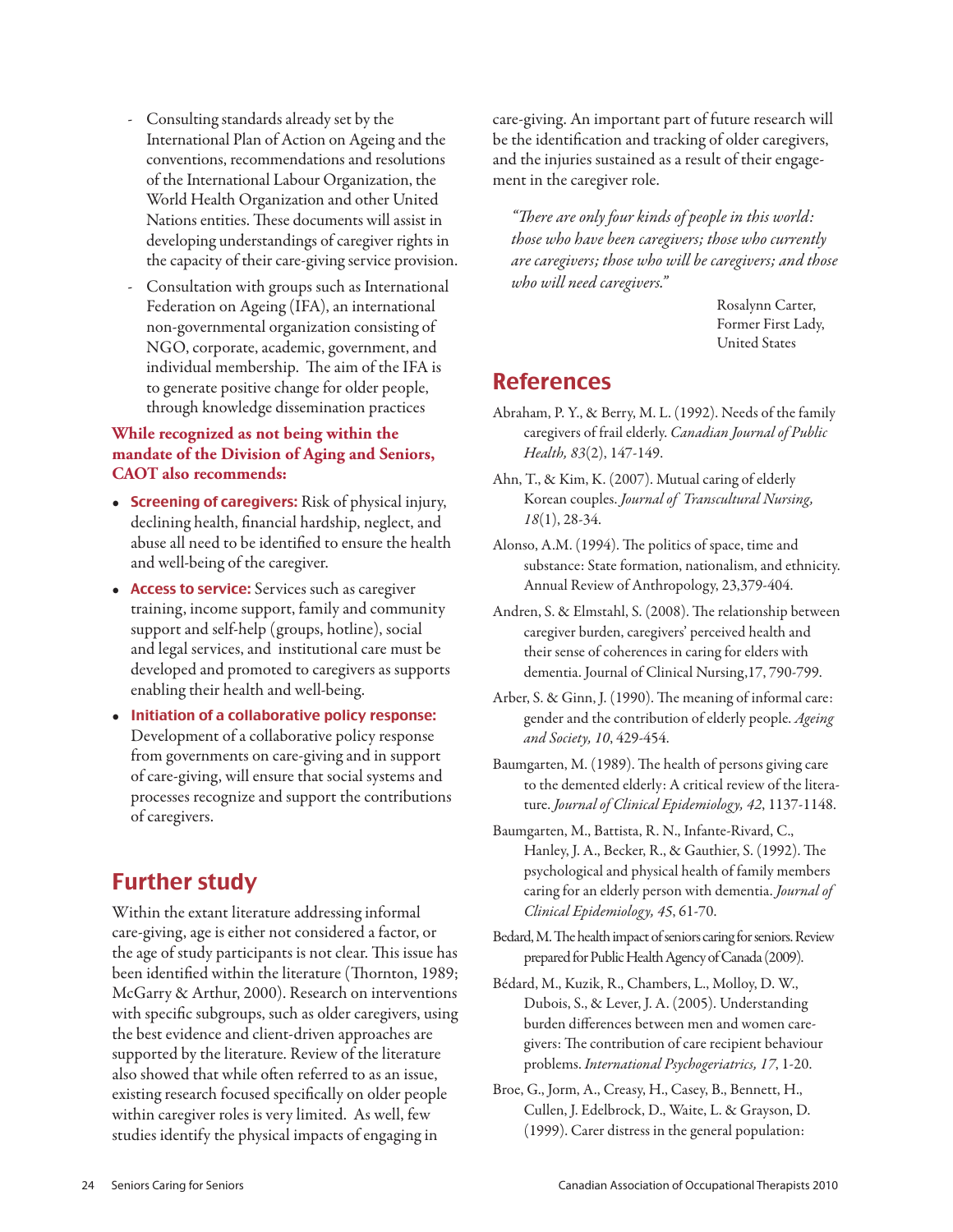- Consulting standards already set by the International Plan of Action on Ageing and the conventions, recommendations and resolutions of the International Labour Organization, the World Health Organization and other United Nations entities. These documents will assist in developing understandings of caregiver rights in the capacity of their care-giving service provision.
- Consultation with groups such as International Federation on Ageing (IFA), an international non-governmental organization consisting of NGO, corporate, academic, government, and individual membership. The aim of the IFA is to generate positive change for older people, through knowledge dissemination practices

**While recognized as not being within the mandate of the Division of Aging and Seniors, CAOT also recommends:**

- **Screening of caregivers:** Risk of physical injury, declining health, financial hardship, neglect, and abuse all need to be identified to ensure the health and well-being of the caregiver.
- **Access to service:** Services such as caregiver training, income support, family and community support and self-help (groups, hotline), social and legal services, and institutional care must be developed and promoted to caregivers as supports enabling their health and well-being.
- **Initiation of a collaborative policy response:** Development of a collaborative policy response from governments on care-giving and in support of care-giving, will ensure that social systems and processes recognize and support the contributions of caregivers.

## Further study

Within the extant literature addressing informal care-giving, age is either not considered a factor, or the age of study participants is not clear. This issue has been identified within the literature (Thornton, 1989; McGarry & Arthur, 2000). Research on interventions with specific subgroups, such as older caregivers, using the best evidence and client-driven approaches are supported by the literature. Review of the literature also showed that while often referred to as an issue, existing research focused specifically on older people within caregiver roles is very limited. As well, few studies identify the physical impacts of engaging in care-giving. An important part of future research will be the identification and tracking of older caregivers, and the injuries sustained as a result of their engagement in the caregiver role.

*"There are only four kinds of people in this world: those who have been caregivers; those who currently are caregivers; those who will be caregivers; and those who will need caregivers."*

Rosalynn Carter,
Former First Lady,
United States

## References

Abraham, P. Y., & Berry, M. L. (1992). Needs of the family caregivers of frail elderly. *Canadian Journal of Public Health, 83*(2), 147-149.

Ahn, T., & Kim, K. (2007). Mutual caring of elderly Korean couples. *Journal of Transcultural Nursing, 18*(1), 28-34.

Alonso, A.M. (1994). The politics of space, time and substance: State formation, nationalism, and ethnicity. Annual Review of Anthropology, 23,379-404.

Andren, S. & Elmstahl, S. (2008). The relationship between caregiver burden, caregivers' perceived health and their sense of coherences in caring for elders with dementia. Journal of Clinical Nursing,17, 790-799.

Arber, S. & Ginn, J. (1990). The meaning of informal care: gender and the contribution of elderly people. *Ageing and Society, 10*, 429-454.

Baumgarten, M. (1989). The health of persons giving care to the demented elderly: A critical review of the literature. *Journal of Clinical Epidemiology, 42*, 1137-1148.

Baumgarten, M., Battista, R. N., Infante-Rivard, C., Hanley, J. A., Becker, R., & Gauthier, S. (1992). The psychological and physical health of family members caring for an elderly person with dementia. *Journal of Clinical Epidemiology, 45*, 61-70.

Bedard, M. The health impact of seniors caring for seniors. Review prepared for Public Health Agency of Canada (2009).

Bédard, M., Kuzik, R., Chambers, L., Molloy, D. W., Dubois, S., & Lever, J. A. (2005). Understanding burden differences between men and women caregivers: The contribution of care recipient behaviour problems. *International Psychogeriatrics, 17*, 1-20.

Broe, G., Jorm, A., Creasy, H., Casey, B., Bennett, H., Cullen, J. Edelbrock, D., Waite, L. & Grayson, D. (1999). Carer distress in the general population: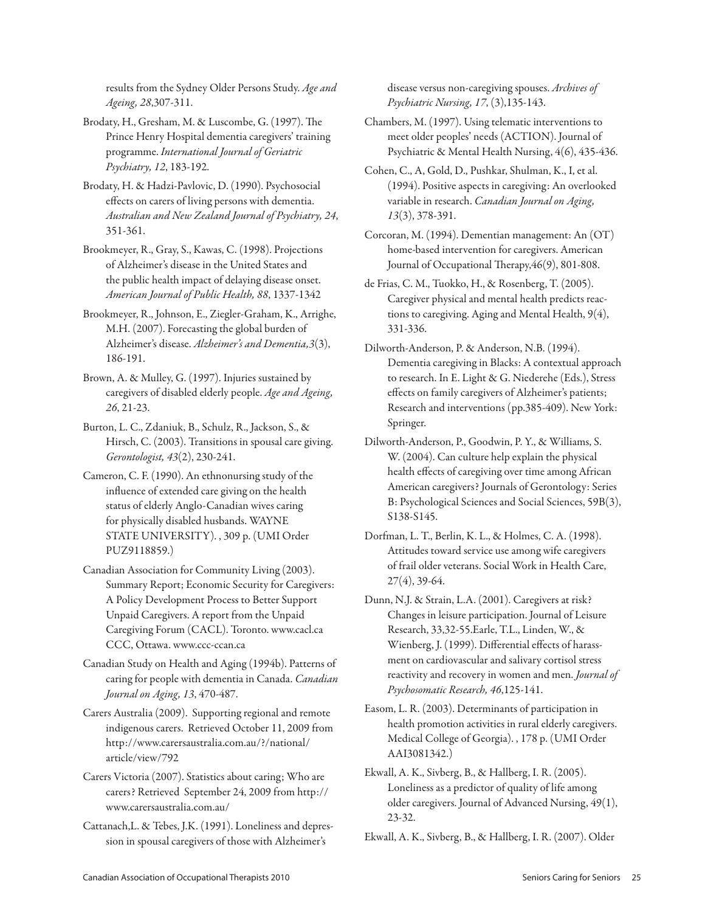results from the Sydney Older Persons Study. *Age and Ageing, 28*,307-311.

Brodaty, H., Gresham, M. & Luscombe, G. (1997). The Prince Henry Hospital dementia caregivers' training programme. *International Journal of Geriatric Psychiatry, 12*, 183-192.

Brodaty, H. & Hadzi-Pavlovic, D. (1990). Psychosocial effects on carers of living persons with dementia. *Australian and New Zealand Journal of Psychiatry, 24*, 351-361.

Brookmeyer, R., Gray, S., Kawas, C. (1998). Projections of Alzheimer's disease in the United States and the public health impact of delaying disease onset. *American Journal of Public Health, 88*, 1337-1342

Brookmeyer, R., Johnson, E., Ziegler-Graham, K., Arrighe, M.H. (2007). Forecasting the global burden of Alzheimer's disease. *Alzheimer's and Dementia,3*(3), 186-191.

Brown, A. & Mulley, G. (1997). Injuries sustained by caregivers of disabled elderly people. *Age and Ageing, 26*, 21-23.

Burton, L. C., Zdaniuk, B., Schulz, R., Jackson, S., & Hirsch, C. (2003). Transitions in spousal care giving. *Gerontologist, 43*(2), 230-241.

Cameron, C. F. (1990). An ethnonursing study of the influence of extended care giving on the health status of elderly Anglo-Canadian wives caring for physically disabled husbands. WAYNE STATE UNIVERSITY). , 309 p. (UMI Order PUZ9118859.)

Canadian Association for Community Living (2003). Summary Report; Economic Security for Caregivers: A Policy Development Process to Better Support Unpaid Caregivers. A report from the Unpaid Caregiving Forum (CACL). Toronto. www.cacl.ca CCC, Ottawa. www.ccc-ccan.ca

Canadian Study on Health and Aging (1994b). Patterns of caring for people with dementia in Canada. *Canadian Journal on Aging, 13*, 470-487.

Carers Australia (2009). Supporting regional and remote indigenous carers. Retrieved October 11, 2009 from http://www.carersaustralia.com.au/?/national/article/view/792

Carers Victoria (2007). Statistics about caring; Who are carers? Retrieved September 24, 2009 from http://www.carersaustralia.com.au/

Cattanach,L. & Tebes, J.K. (1991). Loneliness and depression in spousal caregivers of those with Alzheimer's disease versus non-caregiving spouses. *Archives of Psychiatric Nursing, 17*, (3),135-143.

Chambers, M. (1997). Using telematic interventions to meet older peoples' needs (ACTION). Journal of Psychiatric & Mental Health Nursing, 4(6), 435-436.

Cohen, C., A, Gold, D., Pushkar, Shulman, K., I, et al. (1994). Positive aspects in caregiving: An overlooked variable in research. *Canadian Journal on Aging, 13*(3), 378-391.

Corcoran, M. (1994). Dementian management: An (OT) home-based intervention for caregivers. American Journal of Occupational Therapy,46(9), 801-808.

de Frias, C. M., Tuokko, H., & Rosenberg, T. (2005). Caregiver physical and mental health predicts reactions to caregiving. Aging and Mental Health, 9(4), 331-336.

Dilworth-Anderson, P. & Anderson, N.B. (1994). Dementia caregiving in Blacks: A contextual approach to research. In E. Light & G. Niederehe (Eds.), Stress effects on family caregivers of Alzheimer's patients; Research and interventions (pp.385-409). New York: Springer.

Dilworth-Anderson, P., Goodwin, P. Y., & Williams, S. W. (2004). Can culture help explain the physical health effects of caregiving over time among African American caregivers? Journals of Gerontology: Series B: Psychological Sciences and Social Sciences, 59B(3), S138-S145.

Dorfman, L. T., Berlin, K. L., & Holmes, C. A. (1998). Attitudes toward service use among wife caregivers of frail older veterans. Social Work in Health Care, 27(4), 39-64.

Dunn, N.J. & Strain, L.A. (2001). Caregivers at risk? Changes in leisure participation. Journal of Leisure Research, 33,32-55.Earle, T.L., Linden, W., & Wienberg, J. (1999). Differential effects of harassment on cardiovascular and salivary cortisol stress reactivity and recovery in women and men. *Journal of Psychosomatic Research, 46*,125-141.

Easom, L. R. (2003). Determinants of participation in health promotion activities in rural elderly caregivers. Medical College of Georgia). , 178 p. (UMI Order AAI3081342.)

Ekwall, A. K., Sivberg, B., & Hallberg, I. R. (2005). Loneliness as a predictor of quality of life among older caregivers. Journal of Advanced Nursing, 49(1), 23-32.

Ekwall, A. K., Sivberg, B., & Hallberg, I. R. (2007). Older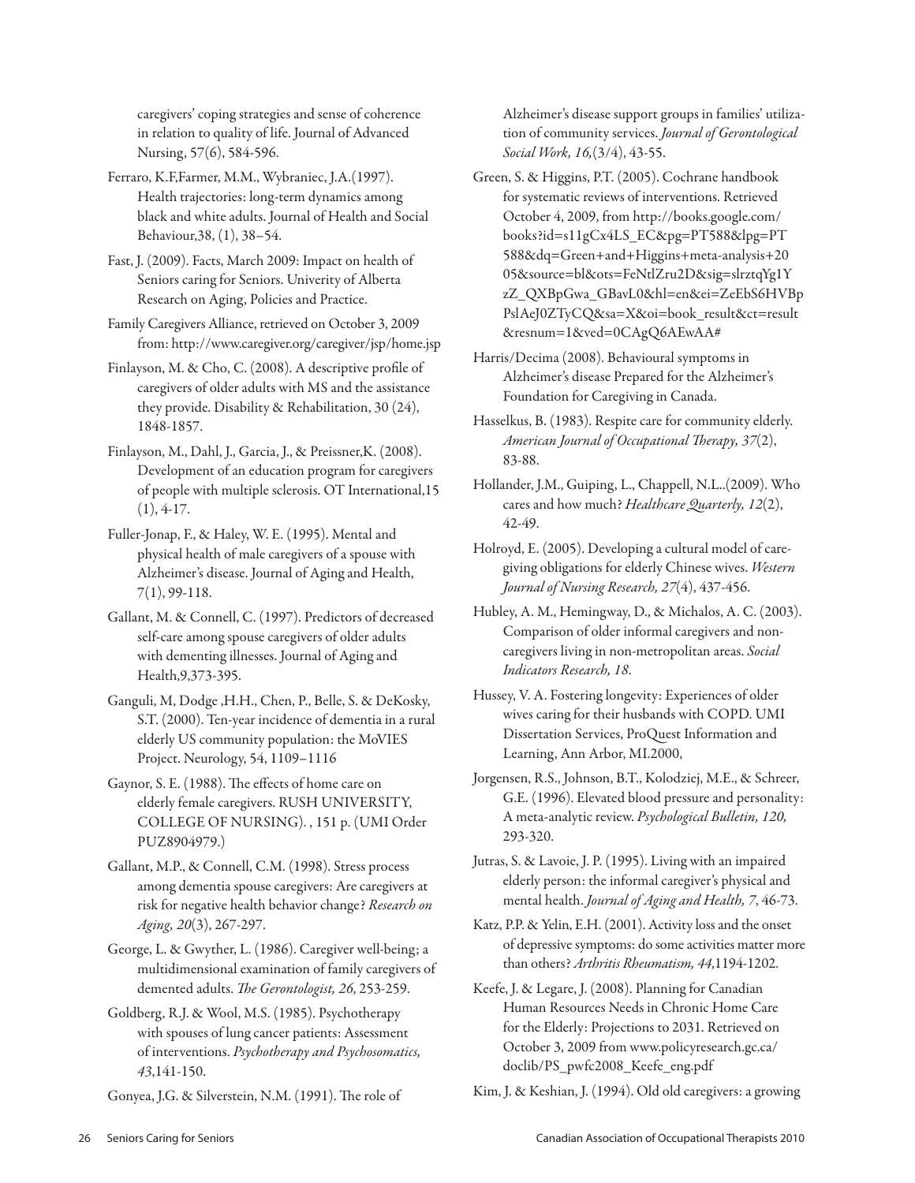caregivers' coping strategies and sense of coherence in relation to quality of life. Journal of Advanced Nursing, 57(6), 584-596.

Ferraro, K.F,Farmer, M.M., Wybraniec, J.A.(1997). Health trajectories: long-term dynamics among black and white adults. Journal of Health and Social Behaviour,38, (1), 38–54.

Fast, J. (2009). Facts, March 2009: Impact on health of Seniors caring for Seniors. Univerity of Alberta Research on Aging, Policies and Practice.

Family Caregivers Alliance, retrieved on October 3, 2009 from: http://www.caregiver.org/caregiver/jsp/home.jsp

Finlayson, M. & Cho, C. (2008). A descriptive profile of caregivers of older adults with MS and the assistance they provide. Disability & Rehabilitation, 30 (24), 1848-1857.

Finlayson, M., Dahl, J., Garcia, J., & Preissner,K. (2008). Development of an education program for caregivers of people with multiple sclerosis. OT International,15 (1), 4-17.

Fuller-Jonap, F., & Haley, W. E. (1995). Mental and physical health of male caregivers of a spouse with Alzheimer's disease. Journal of Aging and Health, 7(1), 99-118.

Gallant, M. & Connell, C. (1997). Predictors of decreased self-care among spouse caregivers of older adults with dementing illnesses. Journal of Aging and Health,9,373-395.

Ganguli, M, Dodge ,H.H., Chen, P., Belle, S. & DeKosky, S.T. (2000). Ten-year incidence of dementia in a rural elderly US community population: the MoVIES Project. Neurology, 54, 1109–1116

Gaynor, S. E. (1988). The effects of home care on elderly female caregivers. RUSH UNIVERSITY, COLLEGE OF NURSING). , 151 p. (UMI Order PUZ8904979.)

Gallant, M.P., & Connell, C.M. (1998). Stress process among dementia spouse caregivers: Are caregivers at risk for negative health behavior change? *Research on Aging, 20*(3), 267-297.

George, L. & Gwyther, L. (1986). Caregiver well-being; a multidimensional examination of family caregivers of demented adults. *The Gerontologist, 26*, 253-259.

Goldberg, R.J. & Wool, M.S. (1985). Psychotherapy with spouses of lung cancer patients: Assessment of interventions. *Psychotherapy and Psychosomatics, 43*,141-150.

Gonyea, J.G. & Silverstein, N.M. (1991). The role of Alzheimer's disease support groups in families' utilization of community services. *Journal of Gerontological Social Work, 16*,(3/4), 43-55.

Green, S. & Higgins, P.T. (2005). Cochrane handbook for systematic reviews of interventions. Retrieved October 4, 2009, from http://books.google.com/books?id=s11gCx4LS_EC&pg=PT588&lpg=PT588&dq=Green+and+Higgins+meta-analysis+2005&source=bl&ots=FeNtlZru2D&sig=slrztqYg1YzZ_QXBpGwa_GBavL0&hl=en&ei=ZeEbS6HVBpPslAeJ0ZTyCQ&sa=X&oi=book_result&ct=result&resnum=1&ved=0CAgQ6AEwAA#

Harris/Decima (2008). Behavioural symptoms in Alzheimer's disease Prepared for the Alzheimer's Foundation for Caregiving in Canada.

Hasselkus, B. (1983). Respite care for community elderly. *American Journal of Occupational Therapy, 37*(2), 83-88.

Hollander, J.M., Guiping, L., Chappell, N.L..(2009). Who cares and how much? *Healthcare Quarterly, 12*(2), 42-49.

Holroyd, E. (2005). Developing a cultural model of caregiving obligations for elderly Chinese wives. *Western Journal of Nursing Research, 27*(4), 437-456.

Hubley, A. M., Hemingway, D., & Michalos, A. C. (2003). Comparison of older informal caregivers and non-caregivers living in non-metropolitan areas. *Social Indicators Research, 18*.

Hussey, V. A. Fostering longevity: Experiences of older wives caring for their husbands with COPD. UMI Dissertation Services, ProQuest Information and Learning, Ann Arbor, MI.2000,

Jorgensen, R.S., Johnson, B.T., Kolodziej, M.E., & Schreer, G.E. (1996). Elevated blood pressure and personality: A meta-analytic review. *Psychological Bulletin, 120,* 293-320.

Jutras, S. & Lavoie, J. P. (1995). Living with an impaired elderly person: the informal caregiver's physical and mental health. *Journal of Aging and Health, 7*, 46-73.

Katz, P.P. & Yelin, E.H. (2001). Activity loss and the onset of depressive symptoms: do some activities matter more than others? *Arthritis Rheumatism, 44*,1194-1202.

Keefe, J. & Legare, J. (2008). Planning for Canadian Human Resources Needs in Chronic Home Care for the Elderly: Projections to 2031. Retrieved on October 3, 2009 from www.policyresearch.gc.ca/doclib/PS_pwfc2008_Keefe_eng.pdf

Kim, J. & Keshian, J. (1994). Old old caregivers: a growing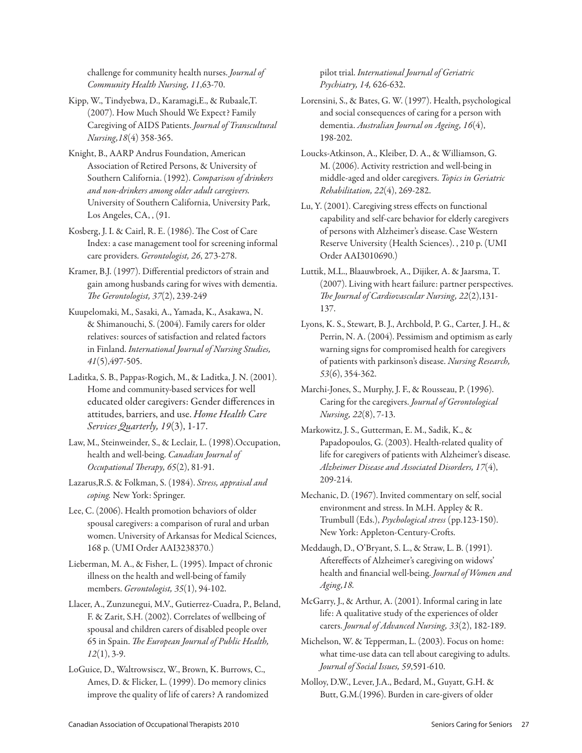challenge for community health nurses. *Journal of Community Health Nursing, 11*,63-70.

Kipp, W., Tindyebwa, D., Karamagi,E., & Rubaale,T. (2007). How Much Should We Expect? Family Caregiving of AIDS Patients. *Journal of Transcultural Nursing,18*(4) 358-365.

Knight, B., AARP Andrus Foundation, American Association of Retired Persons, & University of Southern California. (1992). *Comparison of drinkers and non-drinkers among older adult caregivers.* University of Southern California, University Park, Los Angeles, CA, , (91.

Kosberg, J. I. & Cairl, R. E. (1986). The Cost of Care Index: a case management tool for screening informal care providers. *Gerontologist, 26*, 273-278.

Kramer, B.J. (1997). Differential predictors of strain and gain among husbands caring for wives with dementia. *The Gerontologist, 37*(2), 239-249

Kuupelomaki, M., Sasaki, A., Yamada, K., Asakawa, N. & Shimanouchi, S. (2004). Family carers for older relatives: sources of satisfaction and related factors in Finland. *International Journal of Nursing Studies, 41*(5),497-505.

Laditka, S. B., Pappas-Rogich, M., & Laditka, J. N. (2001). Home and community-based services for well educated older caregivers: Gender differences in attitudes, barriers, and use. *Home Health Care Services Quarterly, 19*(3), 1-17.

Law, M., Steinweinder, S., & Leclair, L. (1998).Occupation, health and well-being. *Canadian Journal of Occupational Therapy, 65*(2), 81-91.

Lazarus,R.S. & Folkman, S. (1984). *Stress, appraisal and coping.* New York: Springer.

Lee, C. (2006). Health promotion behaviors of older spousal caregivers: a comparison of rural and urban women. University of Arkansas for Medical Sciences, 168 p. (UMI Order AAI3238370.)

Lieberman, M. A., & Fisher, L. (1995). Impact of chronic illness on the health and well-being of family members. *Gerontologist, 35*(1), 94-102.

Llacer, A., Zunzunegui, M.V., Gutierrez-Cuadra, P., Beland, F. & Zarit, S.H. (2002). Correlates of wellbeing of spousal and children carers of disabled people over 65 in Spain. *The European Journal of Public Health, 12*(1), 3-9.

LoGuice, D., Waltrowsiscz, W., Brown, K. Burrows, C., Ames, D. & Flicker, L. (1999). Do memory clinics improve the quality of life of carers? A randomized pilot trial. *International Journal of Geriatric Psychiatry, 14,* 626-632.

Lorensini, S., & Bates, G. W. (1997). Health, psychological and social consequences of caring for a person with dementia. *Australian Journal on Ageing, 16*(4), 198-202.

Loucks-Atkinson, A., Kleiber, D. A., & Williamson, G. M. (2006). Activity restriction and well-being in middle-aged and older caregivers. *Topics in Geriatric Rehabilitation, 22*(4), 269-282.

Lu, Y. (2001). Caregiving stress effects on functional capability and self-care behavior for elderly caregivers of persons with Alzheimer's disease. Case Western Reserve University (Health Sciences). , 210 p. (UMI Order AAI3010690.)

Luttik, M.L., Blaauwbroek, A., Dijiker, A. & Jaarsma, T. (2007). Living with heart failure: partner perspectives. *The Journal of Cardiovascular Nursing, 22*(2),131-137.

Lyons, K. S., Stewart, B. J., Archbold, P. G., Carter, J. H., & Perrin, N. A. (2004). Pessimism and optimism as early warning signs for compromised health for caregivers of patients with parkinson's disease. *Nursing Research, 53*(6), 354-362.

Marchi-Jones, S., Murphy, J. F., & Rousseau, P. (1996). Caring for the caregivers. *Journal of Gerontological Nursing, 22*(8), 7-13.

Markowitz, J. S., Gutterman, E. M., Sadik, K., & Papadopoulos, G. (2003). Health-related quality of life for caregivers of patients with Alzheimer's disease. *Alzheimer Disease and Associated Disorders, 17*(4), 209-214.

Mechanic, D. (1967). Invited commentary on self, social environment and stress. In M.H. Appley & R. Trumbull (Eds.), *Psychological stress* (pp.123-150). New York: Appleton-Century-Crofts.

Meddaugh, D., O'Bryant, S. L., & Straw, L. B. (1991). Aftereffects of Alzheimer's caregiving on widows' health and financial well-being. *Journal of Women and Aging,18.*

McGarry, J., & Arthur, A. (2001). Informal caring in late life: A qualitative study of the experiences of older carers. *Journal of Advanced Nursing, 33*(2), 182-189.

Michelson, W. & Tepperman, L. (2003). Focus on home: what time-use data can tell about caregiving to adults. *Journal of Social Issues, 59*,591-610.

Molloy, D.W., Lever, J.A., Bedard, M., Guyatt, G.H. & Butt, G.M.(1996). Burden in care-givers of older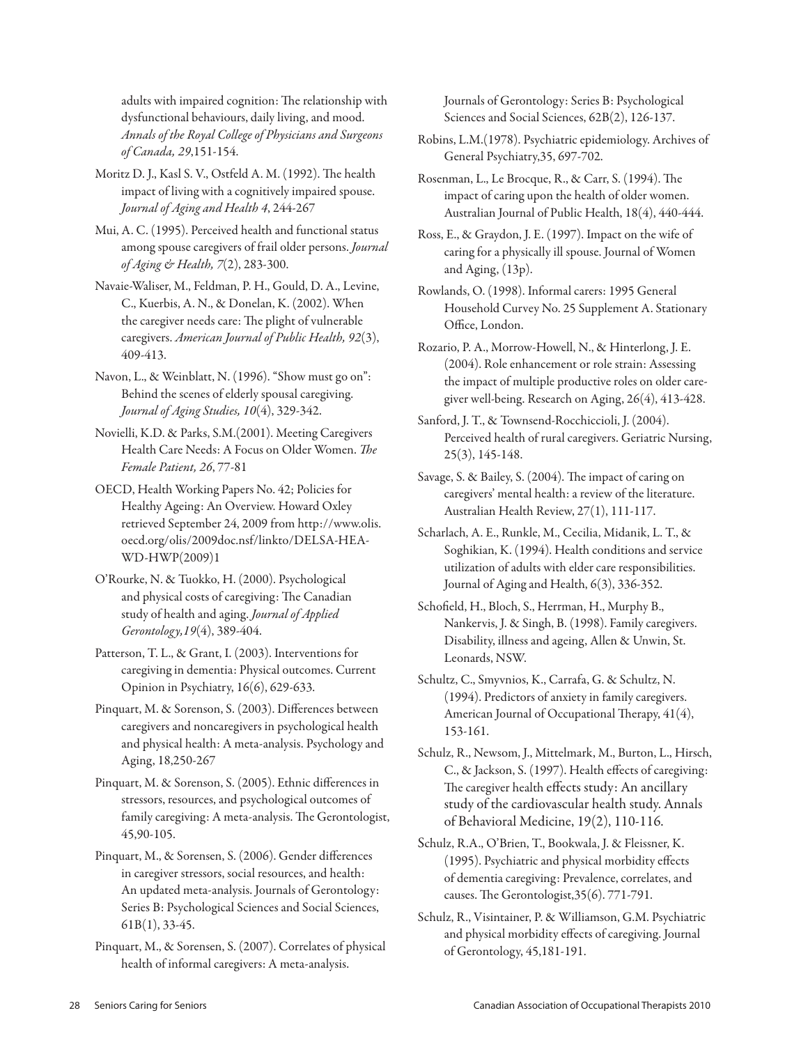adults with impaired cognition: The relationship with dysfunctional behaviours, daily living, and mood. *Annals of the Royal College of Physicians and Surgeons of Canada, 29*,151-154.

Moritz D. J., Kasl S. V., Ostfeld A. M. (1992). The health impact of living with a cognitively impaired spouse. *Journal of Aging and Health 4*, 244-267

Mui, A. C. (1995). Perceived health and functional status among spouse caregivers of frail older persons. *Journal of Aging & Health, 7*(2), 283-300.

Navaie-Waliser, M., Feldman, P. H., Gould, D. A., Levine, C., Kuerbis, A. N., & Donelan, K. (2002). When the caregiver needs care: The plight of vulnerable caregivers. *American Journal of Public Health, 92*(3), 409-413.

Navon, L., & Weinblatt, N. (1996). "Show must go on": Behind the scenes of elderly spousal caregiving. *Journal of Aging Studies, 10*(4), 329-342.

Novielli, K.D. & Parks, S.M.(2001). Meeting Caregivers Health Care Needs: A Focus on Older Women. *The Female Patient, 26*, 77-81

OECD, Health Working Papers No. 42; Policies for Healthy Ageing: An Overview. Howard Oxley retrieved September 24, 2009 from http://www.olis.oecd.org/olis/2009doc.nsf/linkto/DELSA-HEA-WD-HWP(2009)1

O'Rourke, N. & Tuokko, H. (2000). Psychological and physical costs of caregiving: The Canadian study of health and aging. *Journal of Applied Gerontology,19*(4), 389-404.

Patterson, T. L., & Grant, I. (2003). Interventions for caregiving in dementia: Physical outcomes. Current Opinion in Psychiatry, 16(6), 629-633.

Pinquart, M. & Sorenson, S. (2003). Differences between caregivers and noncaregivers in psychological health and physical health: A meta-analysis. Psychology and Aging, 18,250-267

Pinquart, M. & Sorenson, S. (2005). Ethnic differences in stressors, resources, and psychological outcomes of family caregiving: A meta-analysis. The Gerontologist, 45,90-105.

Pinquart, M., & Sorensen, S. (2006). Gender differences in caregiver stressors, social resources, and health: An updated meta-analysis. Journals of Gerontology: Series B: Psychological Sciences and Social Sciences, 61B(1), 33-45.

Pinquart, M., & Sorensen, S. (2007). Correlates of physical health of informal caregivers: A meta-analysis. Journals of Gerontology: Series B: Psychological Sciences and Social Sciences, 62B(2), 126-137.

Robins, L.M.(1978). Psychiatric epidemiology. Archives of General Psychiatry,35, 697-702.

Rosenman, L., Le Brocque, R., & Carr, S. (1994). The impact of caring upon the health of older women. Australian Journal of Public Health, 18(4), 440-444.

Ross, E., & Graydon, J. E. (1997). Impact on the wife of caring for a physically ill spouse. Journal of Women and Aging, (13p).

Rowlands, O. (1998). Informal carers: 1995 General Household Curvey No. 25 Supplement A. Stationary Office, London.

Rozario, P. A., Morrow-Howell, N., & Hinterlong, J. E. (2004). Role enhancement or role strain: Assessing the impact of multiple productive roles on older caregiver well-being. Research on Aging, 26(4), 413-428.

Sanford, J. T., & Townsend-Rocchiccioli, J. (2004). Perceived health of rural caregivers. Geriatric Nursing, 25(3), 145-148.

Savage, S. & Bailey, S. (2004). The impact of caring on caregivers' mental health: a review of the literature. Australian Health Review, 27(1), 111-117.

Scharlach, A. E., Runkle, M., Cecilia, Midanik, L. T., & Soghikian, K. (1994). Health conditions and service utilization of adults with elder care responsibilities. Journal of Aging and Health, 6(3), 336-352.

Schofield, H., Bloch, S., Herrman, H., Murphy B., Nankervis, J. & Singh, B. (1998). Family caregivers. Disability, illness and ageing, Allen & Unwin, St. Leonards, NSW.

Schultz, C., Smyvnios, K., Carrafa, G. & Schultz, N. (1994). Predictors of anxiety in family caregivers. American Journal of Occupational Therapy, 41(4), 153-161.

Schulz, R., Newsom, J., Mittelmark, M., Burton, L., Hirsch, C., & Jackson, S. (1997). Health effects of caregiving: The caregiver health effects study: An ancillary study of the cardiovascular health study. Annals of Behavioral Medicine, 19(2), 110-116.

Schulz, R.A., O'Brien, T., Bookwala, J. & Fleissner, K. (1995). Psychiatric and physical morbidity effects of dementia caregiving: Prevalence, correlates, and causes. The Gerontologist,35(6). 771-791.

Schulz, R., Visintainer, P. & Williamson, G.M. Psychiatric and physical morbidity effects of caregiving. Journal of Gerontology, 45,181-191.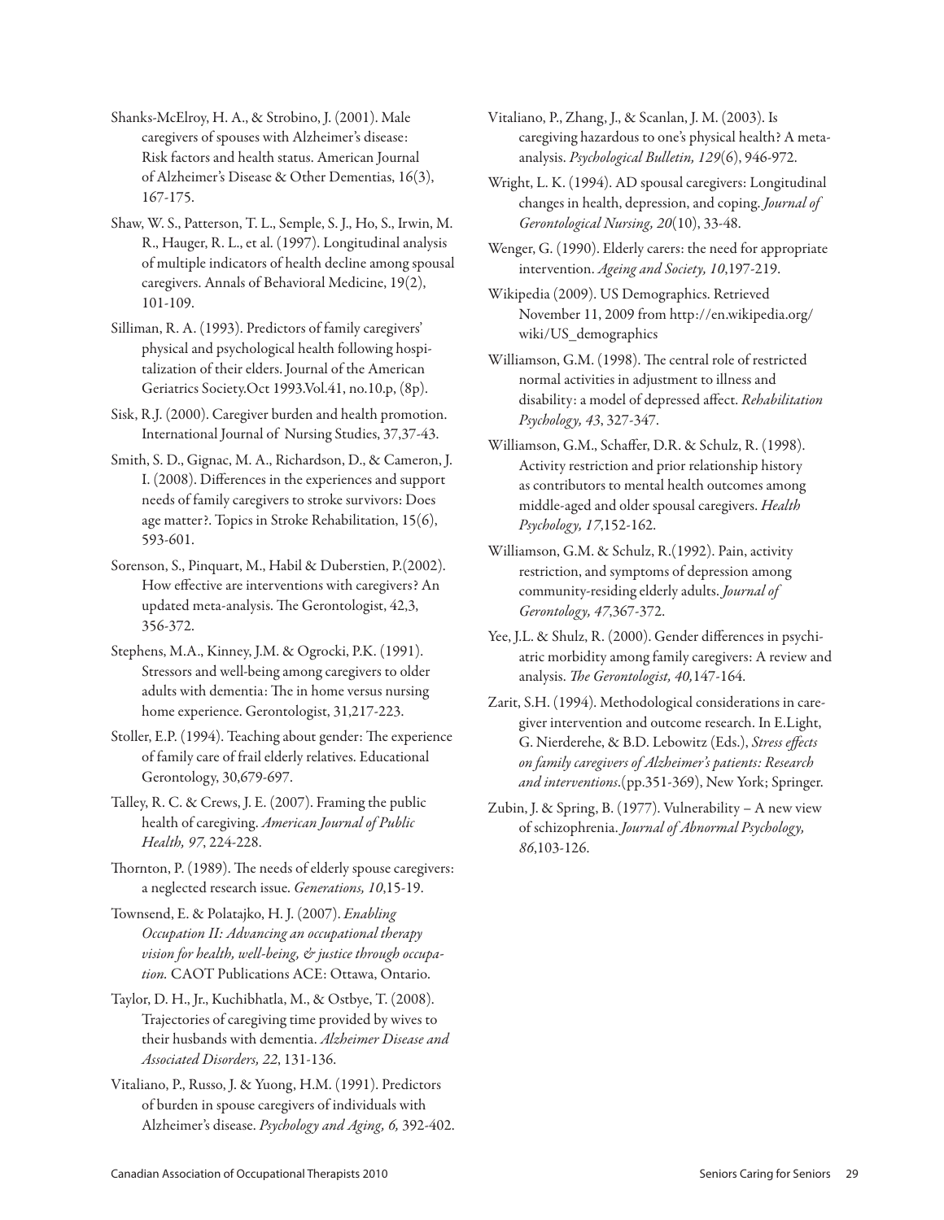Shanks-McElroy, H. A., & Strobino, J. (2001). Male caregivers of spouses with Alzheimer's disease: Risk factors and health status. American Journal of Alzheimer's Disease & Other Dementias, 16(3), 167-175.

Shaw, W. S., Patterson, T. L., Semple, S. J., Ho, S., Irwin, M. R., Hauger, R. L., et al. (1997). Longitudinal analysis of multiple indicators of health decline among spousal caregivers. Annals of Behavioral Medicine, 19(2), 101-109.

Silliman, R. A. (1993). Predictors of family caregivers' physical and psychological health following hospitalization of their elders. Journal of the American Geriatrics Society.Oct 1993.Vol.41, no.10.p, (8p).

Sisk, R.J. (2000). Caregiver burden and health promotion. International Journal of Nursing Studies, 37,37-43.

Smith, S. D., Gignac, M. A., Richardson, D., & Cameron, J. I. (2008). Differences in the experiences and support needs of family caregivers to stroke survivors: Does age matter?. Topics in Stroke Rehabilitation, 15(6), 593-601.

Sorenson, S., Pinquart, M., Habil & Duberstien, P.(2002). How effective are interventions with caregivers? An updated meta-analysis. The Gerontologist, 42,3, 356-372.

Stephens, M.A., Kinney, J.M. & Ogrocki, P.K. (1991). Stressors and well-being among caregivers to older adults with dementia: The in home versus nursing home experience. Gerontologist, 31,217-223.

Stoller, E.P. (1994). Teaching about gender: The experience of family care of frail elderly relatives. Educational Gerontology, 30,679-697.

Talley, R. C. & Crews, J. E. (2007). Framing the public health of caregiving. *American Journal of Public Health, 97*, 224-228.

Thornton, P. (1989). The needs of elderly spouse caregivers: a neglected research issue. *Generations, 10*,15-19.

Townsend, E. & Polatajko, H. J. (2007). *Enabling Occupation II: Advancing an occupational therapy vision for health, well-being, & justice through occupation.* CAOT Publications ACE: Ottawa, Ontario.

Taylor, D. H., Jr., Kuchibhatla, M., & Ostbye, T. (2008). Trajectories of caregiving time provided by wives to their husbands with dementia. *Alzheimer Disease and Associated Disorders, 22*, 131-136.

Vitaliano, P., Russo, J. & Yuong, H.M. (1991). Predictors of burden in spouse caregivers of individuals with Alzheimer's disease. *Psychology and Aging, 6,* 392-402.

Vitaliano, P., Zhang, J., & Scanlan, J. M. (2003). Is caregiving hazardous to one's physical health? A meta-analysis. *Psychological Bulletin, 129*(6), 946-972.

Wright, L. K. (1994). AD spousal caregivers: Longitudinal changes in health, depression, and coping. *Journal of Gerontological Nursing, 20*(10), 33-48.

Wenger, G. (1990). Elderly carers: the need for appropriate intervention. *Ageing and Society, 10*,197-219.

Wikipedia (2009). US Demographics. Retrieved November 11, 2009 from http://en.wikipedia.org/wiki/US_demographics

Williamson, G.M. (1998). The central role of restricted normal activities in adjustment to illness and disability: a model of depressed affect. *Rehabilitation Psychology, 43*, 327-347.

Williamson, G.M., Schaffer, D.R. & Schulz, R. (1998). Activity restriction and prior relationship history as contributors to mental health outcomes among middle-aged and older spousal caregivers. *Health Psychology, 17*,152-162.

Williamson, G.M. & Schulz, R.(1992). Pain, activity restriction, and symptoms of depression among community-residing elderly adults. *Journal of Gerontology, 47*,367-372.

Yee, J.L. & Shulz, R. (2000). Gender differences in psychiatric morbidity among family caregivers: A review and analysis. *The Gerontologist, 40,*147-164.

Zarit, S.H. (1994). Methodological considerations in caregiver intervention and outcome research. In E.Light, G. Nierderehe, & B.D. Lebowitz (Eds.), *Stress effects on family caregivers of Alzheimer's patients: Research and interventions*.(pp.351-369), New York; Springer.

Zubin, J. & Spring, B. (1977). Vulnerability – A new view of schizophrenia. *Journal of Abnormal Psychology, 86*,103-126.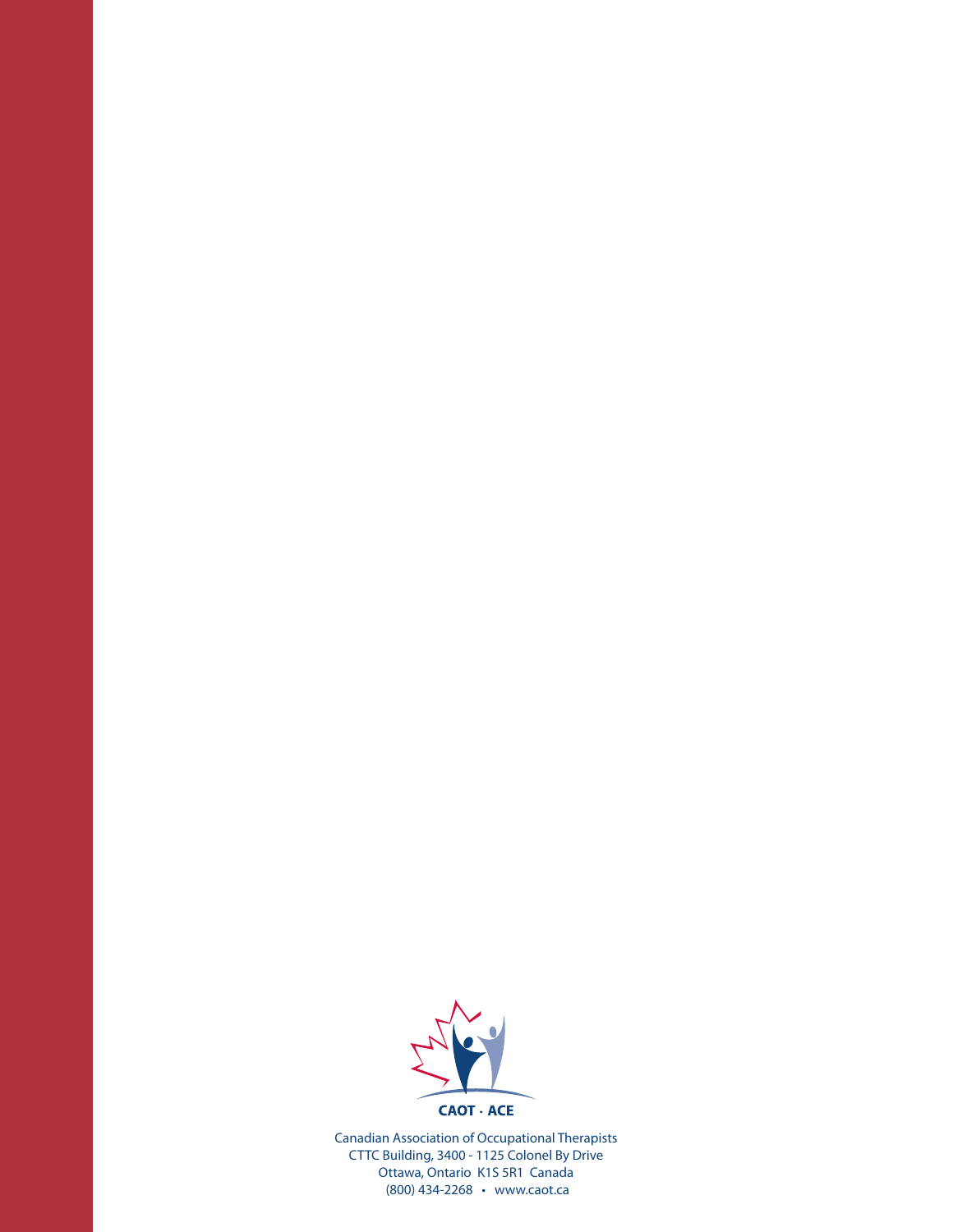CAOT · ACE

Canadian Association of Occupational Therapists
CTTC Building, 3400 - 1125 Colonel By Drive
Ottawa, Ontario K1S 5R1 Canada
(800) 434-2268 • www.caot.ca